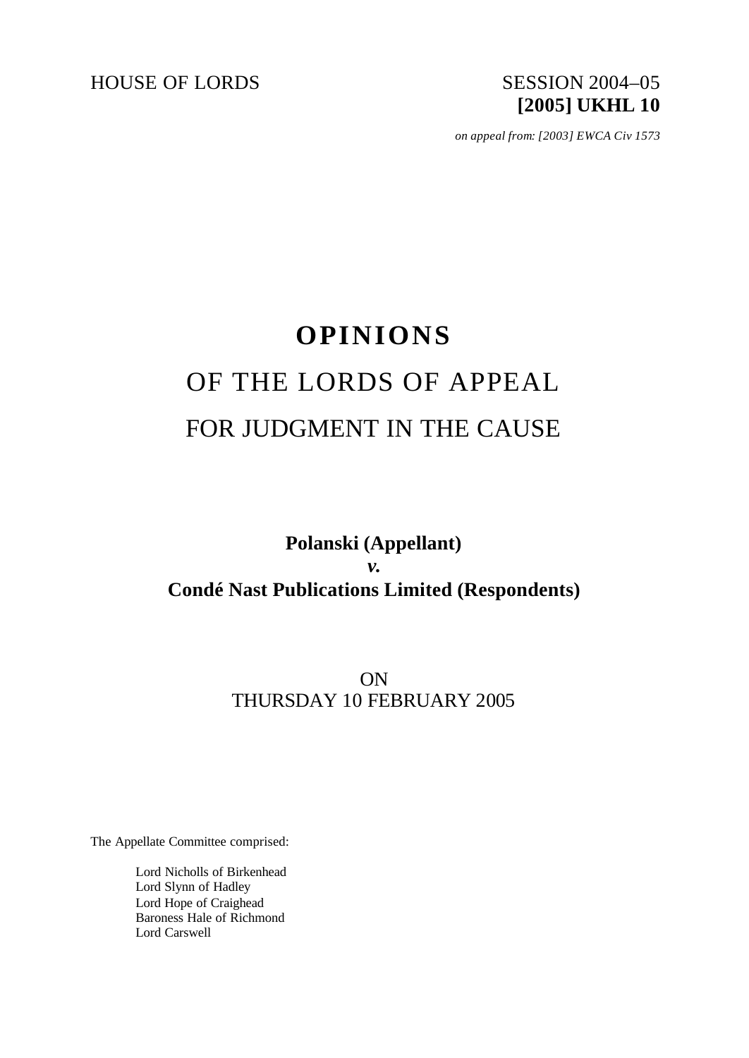HOUSE OF LORDS SESSION 2004–05

**[2005] UKHL 10**

*on appeal from: [2003] EWCA Civ 1573*

# OPINIONS

## OF THE LORDS OF APPEAL

## FOR JUDGMENT IN THE CAUSE

**Polanski (Appellant)**

***v.***

**Condé Nast Publications Limited (Respondents)**

ON

THURSDAY 10 FEBRUARY 2005

The Appellate Committee comprised:

Lord Nicholls of Birkenhead
Lord Slynn of Hadley
Lord Hope of Craighead
Baroness Hale of Richmond
Lord Carswell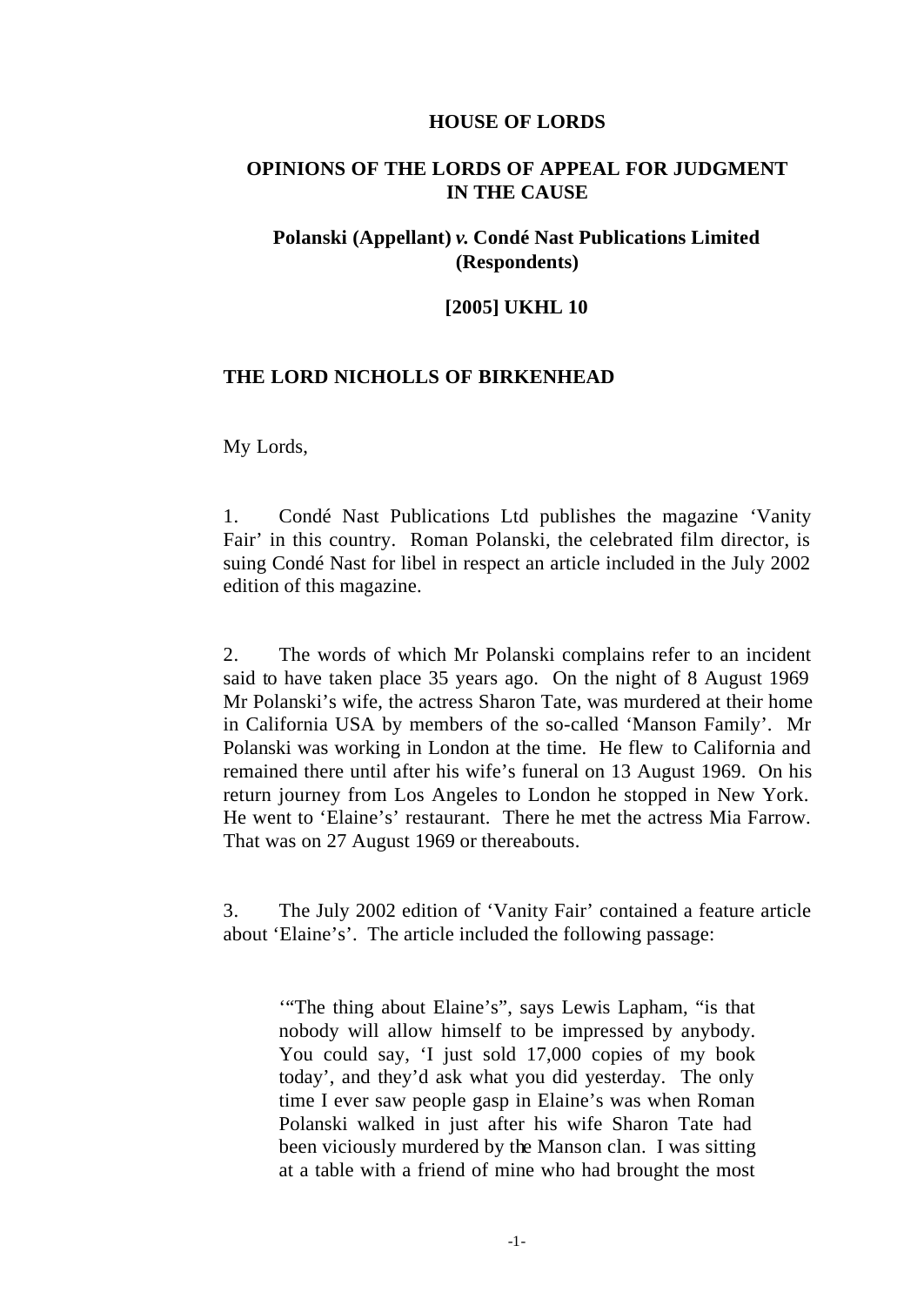**HOUSE OF LORDS**

**OPINIONS OF THE LORDS OF APPEAL FOR JUDGMENT IN THE CAUSE**

**Polanski (Appellant)** ***v.*** **Condé Nast Publications Limited (Respondents)**

**[2005] UKHL 10**

**THE LORD NICHOLLS OF BIRKENHEAD**

My Lords,

1. Condé Nast Publications Ltd publishes the magazine 'Vanity Fair' in this country. Roman Polanski, the celebrated film director, is suing Condé Nast for libel in respect an article included in the July 2002 edition of this magazine.

2. The words of which Mr Polanski complains refer to an incident said to have taken place 35 years ago. On the night of 8 August 1969 Mr Polanski's wife, the actress Sharon Tate, was murdered at their home in California USA by members of the so-called 'Manson Family'. Mr Polanski was working in London at the time. He flew to California and remained there until after his wife's funeral on 13 August 1969. On his return journey from Los Angeles to London he stopped in New York. He went to 'Elaine's' restaurant. There he met the actress Mia Farrow. That was on 27 August 1969 or thereabouts.

3. The July 2002 edition of 'Vanity Fair' contained a feature article about 'Elaine's'. The article included the following passage:

> '"The thing about Elaine's", says Lewis Lapham, "is that nobody will allow himself to be impressed by anybody. You could say, 'I just sold 17,000 copies of my book today', and they'd ask what you did yesterday. The only time I ever saw people gasp in Elaine's was when Roman Polanski walked in just after his wife Sharon Tate had been viciously murdered by the Manson clan. I was sitting at a table with a friend of mine who had brought the most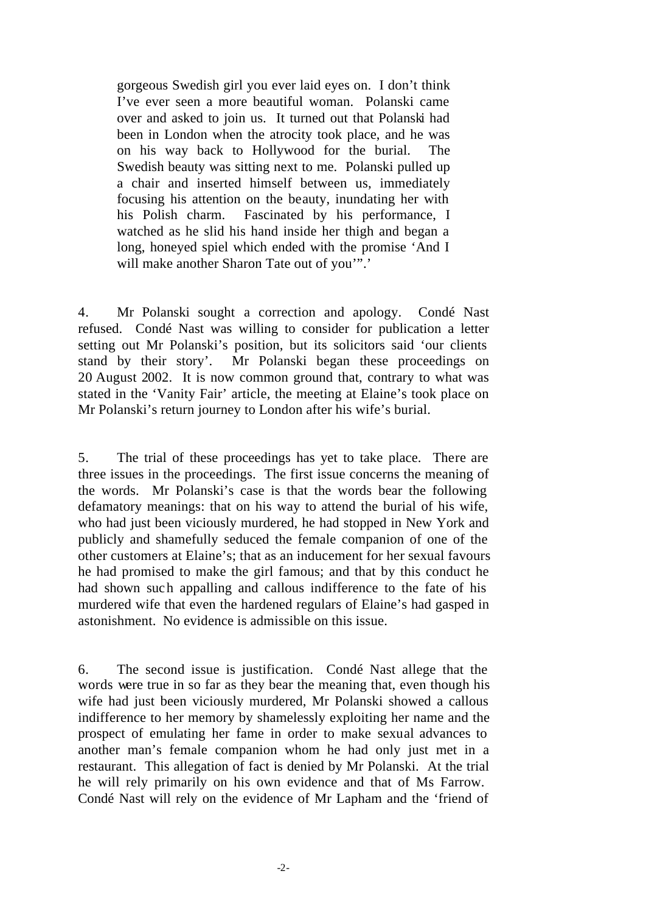> gorgeous Swedish girl you ever laid eyes on. I don't think I've ever seen a more beautiful woman. Polanski came over and asked to join us. It turned out that Polanski had been in London when the atrocity took place, and he was on his way back to Hollywood for the burial. The Swedish beauty was sitting next to me. Polanski pulled up a chair and inserted himself between us, immediately focusing his attention on the beauty, inundating her with his Polish charm. Fascinated by his performance, I watched as he slid his hand inside her thigh and began a long, honeyed spiel which ended with the promise 'And I will make another Sharon Tate out of you'".'

4. Mr Polanski sought a correction and apology. Condé Nast refused. Condé Nast was willing to consider for publication a letter setting out Mr Polanski's position, but its solicitors said 'our clients stand by their story'. Mr Polanski began these proceedings on 20 August 2002. It is now common ground that, contrary to what was stated in the 'Vanity Fair' article, the meeting at Elaine's took place on Mr Polanski's return journey to London after his wife's burial.

5. The trial of these proceedings has yet to take place. There are three issues in the proceedings. The first issue concerns the meaning of the words. Mr Polanski's case is that the words bear the following defamatory meanings: that on his way to attend the burial of his wife, who had just been viciously murdered, he had stopped in New York and publicly and shamefully seduced the female companion of one of the other customers at Elaine's; that as an inducement for her sexual favours he had promised to make the girl famous; and that by this conduct he had shown such appalling and callous indifference to the fate of his murdered wife that even the hardened regulars of Elaine's had gasped in astonishment. No evidence is admissible on this issue.

6. The second issue is justification. Condé Nast allege that the words were true in so far as they bear the meaning that, even though his wife had just been viciously murdered, Mr Polanski showed a callous indifference to her memory by shamelessly exploiting her name and the prospect of emulating her fame in order to make sexual advances to another man's female companion whom he had only just met in a restaurant. This allegation of fact is denied by Mr Polanski. At the trial he will rely primarily on his own evidence and that of Ms Farrow. Condé Nast will rely on the evidence of Mr Lapham and the 'friend of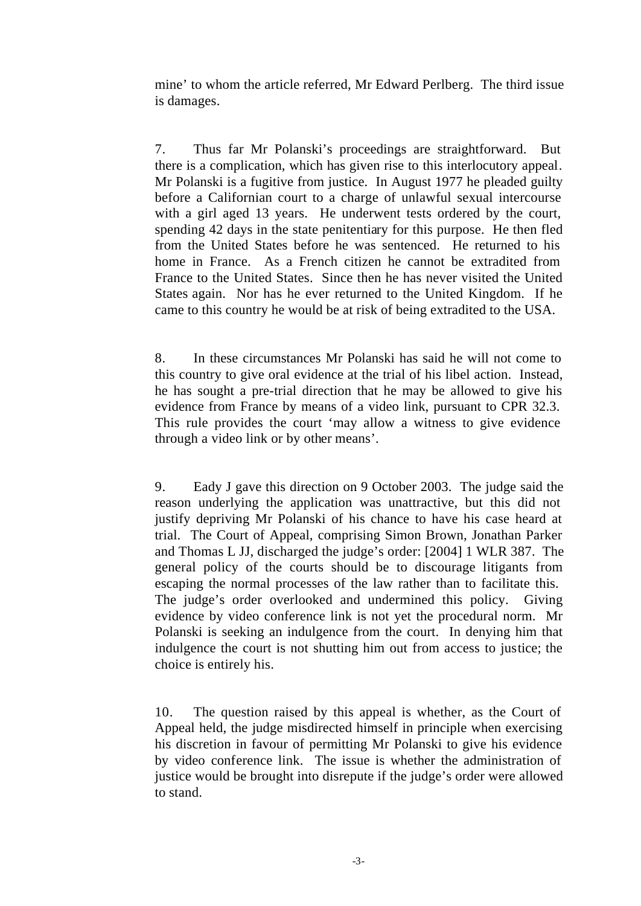mine' to whom the article referred, Mr Edward Perlberg. The third issue is damages.

7. Thus far Mr Polanski's proceedings are straightforward. But there is a complication, which has given rise to this interlocutory appeal. Mr Polanski is a fugitive from justice. In August 1977 he pleaded guilty before a Californian court to a charge of unlawful sexual intercourse with a girl aged 13 years. He underwent tests ordered by the court, spending 42 days in the state penitentiary for this purpose. He then fled from the United States before he was sentenced. He returned to his home in France. As a French citizen he cannot be extradited from France to the United States. Since then he has never visited the United States again. Nor has he ever returned to the United Kingdom. If he came to this country he would be at risk of being extradited to the USA.

8. In these circumstances Mr Polanski has said he will not come to this country to give oral evidence at the trial of his libel action. Instead, he has sought a pre-trial direction that he may be allowed to give his evidence from France by means of a video link, pursuant to CPR 32.3. This rule provides the court 'may allow a witness to give evidence through a video link or by other means'.

9. Eady J gave this direction on 9 October 2003. The judge said the reason underlying the application was unattractive, but this did not justify depriving Mr Polanski of his chance to have his case heard at trial. The Court of Appeal, comprising Simon Brown, Jonathan Parker and Thomas L JJ, discharged the judge's order: [2004] 1 WLR 387. The general policy of the courts should be to discourage litigants from escaping the normal processes of the law rather than to facilitate this. The judge's order overlooked and undermined this policy. Giving evidence by video conference link is not yet the procedural norm. Mr Polanski is seeking an indulgence from the court. In denying him that indulgence the court is not shutting him out from access to justice; the choice is entirely his.

10. The question raised by this appeal is whether, as the Court of Appeal held, the judge misdirected himself in principle when exercising his discretion in favour of permitting Mr Polanski to give his evidence by video conference link. The issue is whether the administration of justice would be brought into disrepute if the judge's order were allowed to stand.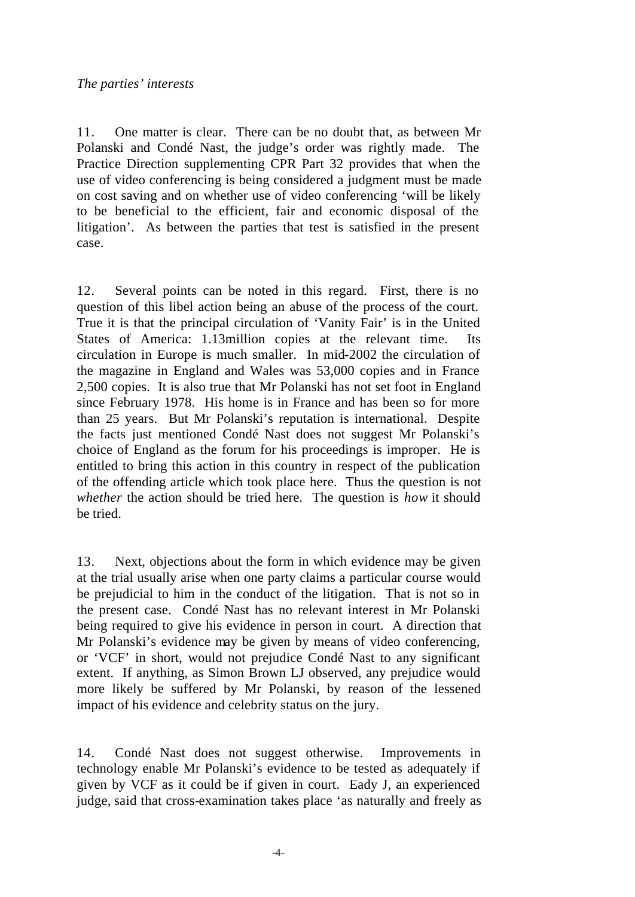*The parties' interests*

11. One matter is clear. There can be no doubt that, as between Mr Polanski and Condé Nast, the judge's order was rightly made. The Practice Direction supplementing CPR Part 32 provides that when the use of video conferencing is being considered a judgment must be made on cost saving and on whether use of video conferencing 'will be likely to be beneficial to the efficient, fair and economic disposal of the litigation'. As between the parties that test is satisfied in the present case.

12. Several points can be noted in this regard. First, there is no question of this libel action being an abuse of the process of the court. True it is that the principal circulation of 'Vanity Fair' is in the United States of America: 1.13million copies at the relevant time. Its circulation in Europe is much smaller. In mid-2002 the circulation of the magazine in England and Wales was 53,000 copies and in France 2,500 copies. It is also true that Mr Polanski has not set foot in England since February 1978. His home is in France and has been so for more than 25 years. But Mr Polanski's reputation is international. Despite the facts just mentioned Condé Nast does not suggest Mr Polanski's choice of England as the forum for his proceedings is improper. He is entitled to bring this action in this country in respect of the publication of the offending article which took place here. Thus the question is not *whether* the action should be tried here. The question is *how* it should be tried.

13. Next, objections about the form in which evidence may be given at the trial usually arise when one party claims a particular course would be prejudicial to him in the conduct of the litigation. That is not so in the present case. Condé Nast has no relevant interest in Mr Polanski being required to give his evidence in person in court. A direction that Mr Polanski's evidence may be given by means of video conferencing, or 'VCF' in short, would not prejudice Condé Nast to any significant extent. If anything, as Simon Brown LJ observed, any prejudice would more likely be suffered by Mr Polanski, by reason of the lessened impact of his evidence and celebrity status on the jury.

14. Condé Nast does not suggest otherwise. Improvements in technology enable Mr Polanski's evidence to be tested as adequately if given by VCF as it could be if given in court. Eady J, an experienced judge, said that cross-examination takes place 'as naturally and freely as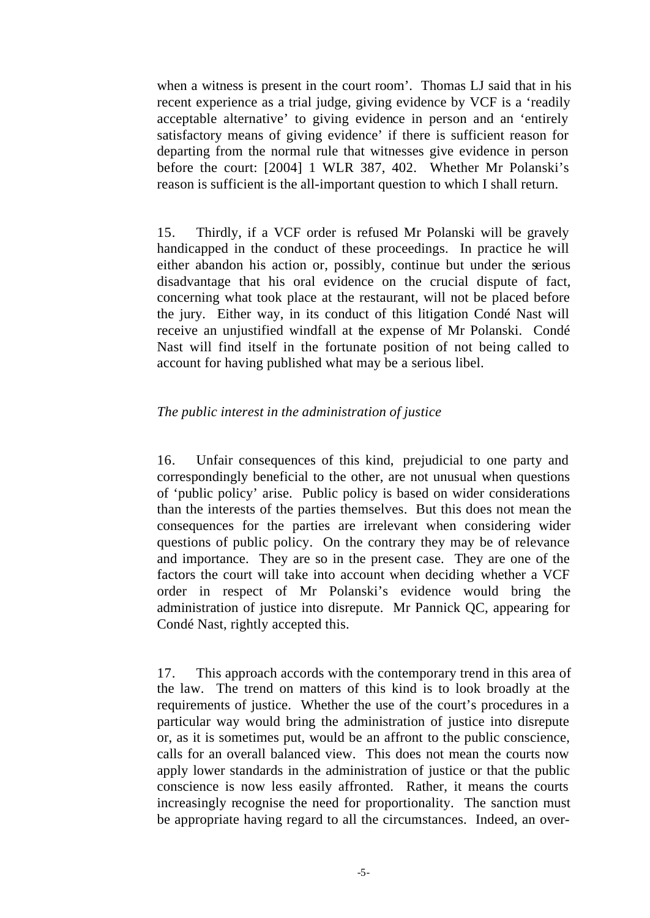when a witness is present in the court room'. Thomas LJ said that in his recent experience as a trial judge, giving evidence by VCF is a 'readily acceptable alternative' to giving evidence in person and an 'entirely satisfactory means of giving evidence' if there is sufficient reason for departing from the normal rule that witnesses give evidence in person before the court: [2004] 1 WLR 387, 402. Whether Mr Polanski's reason is sufficient is the all-important question to which I shall return.

15. Thirdly, if a VCF order is refused Mr Polanski will be gravely handicapped in the conduct of these proceedings. In practice he will either abandon his action or, possibly, continue but under the serious disadvantage that his oral evidence on the crucial dispute of fact, concerning what took place at the restaurant, will not be placed before the jury. Either way, in its conduct of this litigation Condé Nast will receive an unjustified windfall at the expense of Mr Polanski. Condé Nast will find itself in the fortunate position of not being called to account for having published what may be a serious libel.

*The public interest in the administration of justice*

16. Unfair consequences of this kind, prejudicial to one party and correspondingly beneficial to the other, are not unusual when questions of 'public policy' arise. Public policy is based on wider considerations than the interests of the parties themselves. But this does not mean the consequences for the parties are irrelevant when considering wider questions of public policy. On the contrary they may be of relevance and importance. They are so in the present case. They are one of the factors the court will take into account when deciding whether a VCF order in respect of Mr Polanski's evidence would bring the administration of justice into disrepute. Mr Pannick QC, appearing for Condé Nast, rightly accepted this.

17. This approach accords with the contemporary trend in this area of the law. The trend on matters of this kind is to look broadly at the requirements of justice. Whether the use of the court's procedures in a particular way would bring the administration of justice into disrepute or, as it is sometimes put, would be an affront to the public conscience, calls for an overall balanced view. This does not mean the courts now apply lower standards in the administration of justice or that the public conscience is now less easily affronted. Rather, it means the courts increasingly recognise the need for proportionality. The sanction must be appropriate having regard to all the circumstances. Indeed, an over-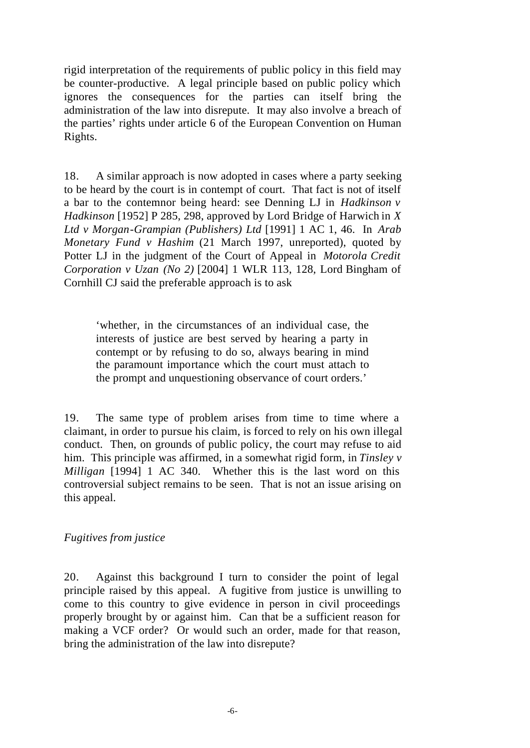rigid interpretation of the requirements of public policy in this field may be counter-productive. A legal principle based on public policy which ignores the consequences for the parties can itself bring the administration of the law into disrepute. It may also involve a breach of the parties' rights under article 6 of the European Convention on Human Rights.

18. A similar approach is now adopted in cases where a party seeking to be heard by the court is in contempt of court. That fact is not of itself a bar to the contemnor being heard: see Denning LJ in *Hadkinson v Hadkinson* [1952] P 285, 298, approved by Lord Bridge of Harwich in *X Ltd v Morgan-Grampian (Publishers) Ltd* [1991] 1 AC 1, 46. In *Arab Monetary Fund v Hashim* (21 March 1997, unreported), quoted by Potter LJ in the judgment of the Court of Appeal in *Motorola Credit Corporation v Uzan (No 2)* [2004] 1 WLR 113, 128, Lord Bingham of Cornhill CJ said the preferable approach is to ask

> 'whether, in the circumstances of an individual case, the interests of justice are best served by hearing a party in contempt or by refusing to do so, always bearing in mind the paramount importance which the court must attach to the prompt and unquestioning observance of court orders.'

19. The same type of problem arises from time to time where a claimant, in order to pursue his claim, is forced to rely on his own illegal conduct. Then, on grounds of public policy, the court may refuse to aid him. This principle was affirmed, in a somewhat rigid form, in *Tinsley v Milligan* [1994] 1 AC 340. Whether this is the last word on this controversial subject remains to be seen. That is not an issue arising on this appeal.

*Fugitives from justice*

20. Against this background I turn to consider the point of legal principle raised by this appeal. A fugitive from justice is unwilling to come to this country to give evidence in person in civil proceedings properly brought by or against him. Can that be a sufficient reason for making a VCF order? Or would such an order, made for that reason, bring the administration of the law into disrepute?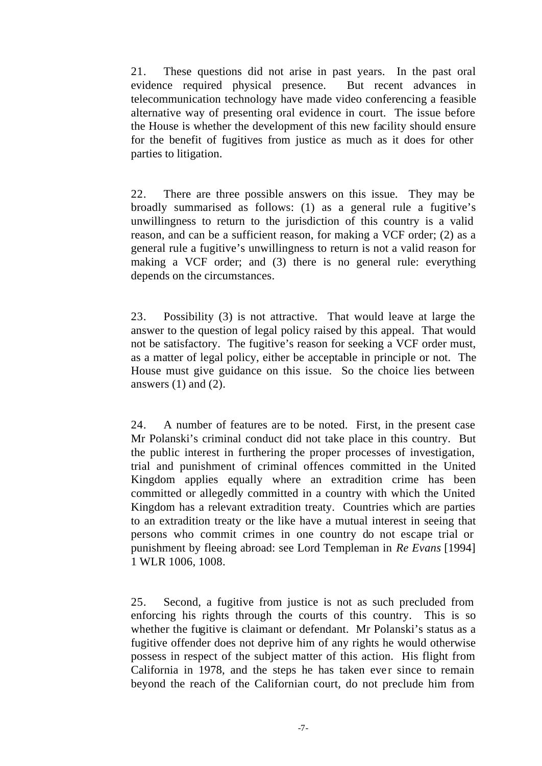21. These questions did not arise in past years. In the past oral evidence required physical presence. But recent advances in telecommunication technology have made video conferencing a feasible alternative way of presenting oral evidence in court. The issue before the House is whether the development of this new facility should ensure for the benefit of fugitives from justice as much as it does for other parties to litigation.

22. There are three possible answers on this issue. They may be broadly summarised as follows: (1) as a general rule a fugitive's unwillingness to return to the jurisdiction of this country is a valid reason, and can be a sufficient reason, for making a VCF order; (2) as a general rule a fugitive's unwillingness to return is not a valid reason for making a VCF order; and (3) there is no general rule: everything depends on the circumstances.

23. Possibility (3) is not attractive. That would leave at large the answer to the question of legal policy raised by this appeal. That would not be satisfactory. The fugitive's reason for seeking a VCF order must, as a matter of legal policy, either be acceptable in principle or not. The House must give guidance on this issue. So the choice lies between answers (1) and (2).

24. A number of features are to be noted. First, in the present case Mr Polanski's criminal conduct did not take place in this country. But the public interest in furthering the proper processes of investigation, trial and punishment of criminal offences committed in the United Kingdom applies equally where an extradition crime has been committed or allegedly committed in a country with which the United Kingdom has a relevant extradition treaty. Countries which are parties to an extradition treaty or the like have a mutual interest in seeing that persons who commit crimes in one country do not escape trial or punishment by fleeing abroad: see Lord Templeman in *Re Evans* [1994] 1 WLR 1006, 1008.

25. Second, a fugitive from justice is not as such precluded from enforcing his rights through the courts of this country. This is so whether the fugitive is claimant or defendant. Mr Polanski's status as a fugitive offender does not deprive him of any rights he would otherwise possess in respect of the subject matter of this action. His flight from California in 1978, and the steps he has taken ever since to remain beyond the reach of the Californian court, do not preclude him from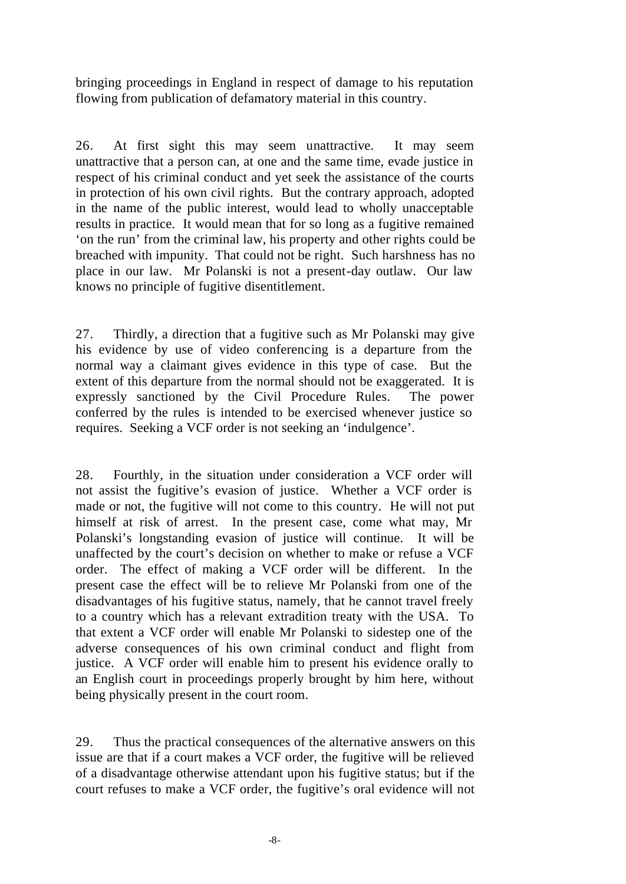bringing proceedings in England in respect of damage to his reputation flowing from publication of defamatory material in this country.

26. At first sight this may seem unattractive. It may seem unattractive that a person can, at one and the same time, evade justice in respect of his criminal conduct and yet seek the assistance of the courts in protection of his own civil rights. But the contrary approach, adopted in the name of the public interest, would lead to wholly unacceptable results in practice. It would mean that for so long as a fugitive remained 'on the run' from the criminal law, his property and other rights could be breached with impunity. That could not be right. Such harshness has no place in our law. Mr Polanski is not a present-day outlaw. Our law knows no principle of fugitive disentitlement.

27. Thirdly, a direction that a fugitive such as Mr Polanski may give his evidence by use of video conferencing is a departure from the normal way a claimant gives evidence in this type of case. But the extent of this departure from the normal should not be exaggerated. It is expressly sanctioned by the Civil Procedure Rules. The power conferred by the rules is intended to be exercised whenever justice so requires. Seeking a VCF order is not seeking an 'indulgence'.

28. Fourthly, in the situation under consideration a VCF order will not assist the fugitive's evasion of justice. Whether a VCF order is made or not, the fugitive will not come to this country. He will not put himself at risk of arrest. In the present case, come what may, Mr Polanski's longstanding evasion of justice will continue. It will be unaffected by the court's decision on whether to make or refuse a VCF order. The effect of making a VCF order will be different. In the present case the effect will be to relieve Mr Polanski from one of the disadvantages of his fugitive status, namely, that he cannot travel freely to a country which has a relevant extradition treaty with the USA. To that extent a VCF order will enable Mr Polanski to sidestep one of the adverse consequences of his own criminal conduct and flight from justice. A VCF order will enable him to present his evidence orally to an English court in proceedings properly brought by him here, without being physically present in the court room.

29. Thus the practical consequences of the alternative answers on this issue are that if a court makes a VCF order, the fugitive will be relieved of a disadvantage otherwise attendant upon his fugitive status; but if the court refuses to make a VCF order, the fugitive's oral evidence will not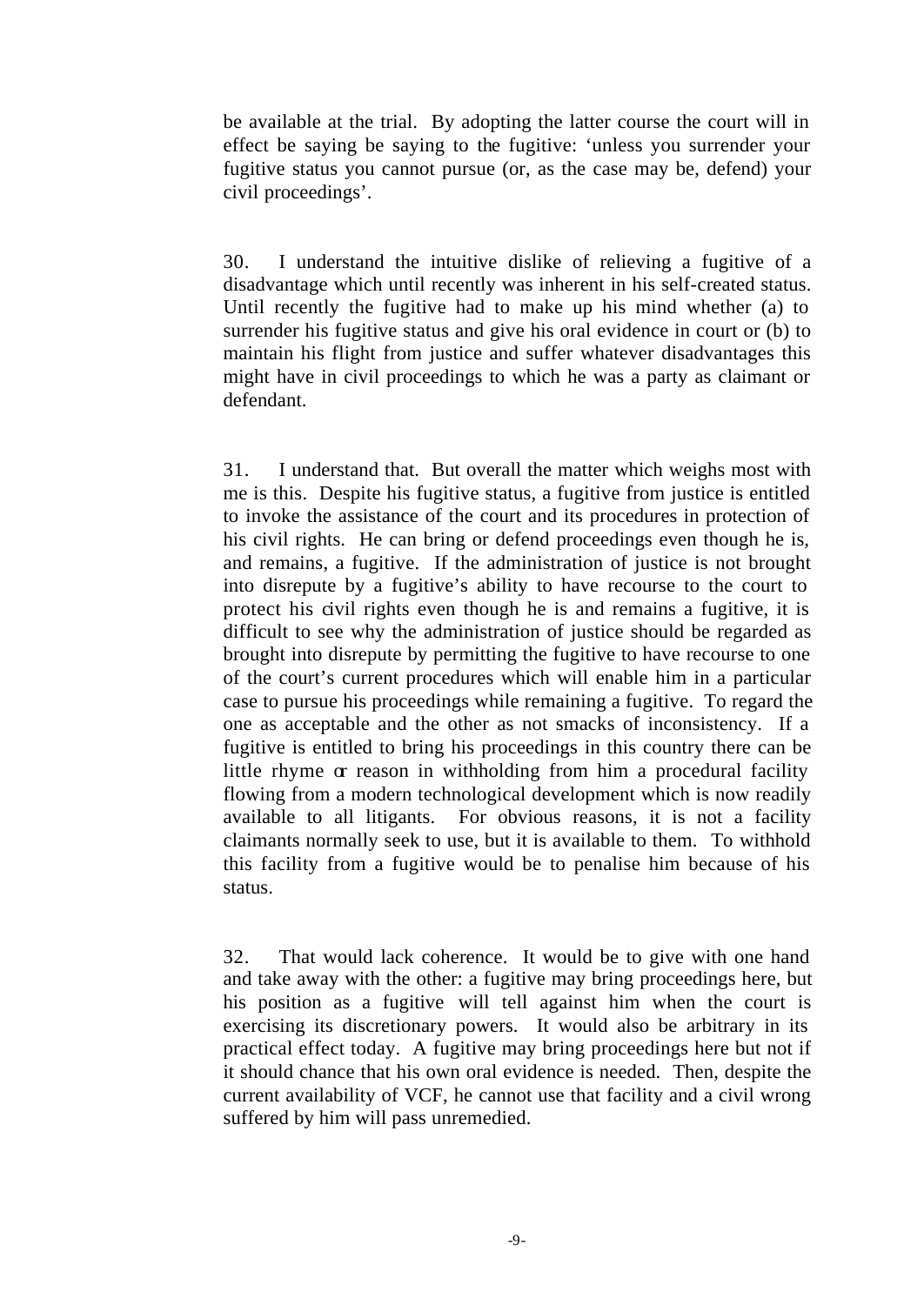be available at the trial. By adopting the latter course the court will in effect be saying be saying to the fugitive: 'unless you surrender your fugitive status you cannot pursue (or, as the case may be, defend) your civil proceedings'.

30. I understand the intuitive dislike of relieving a fugitive of a disadvantage which until recently was inherent in his self-created status. Until recently the fugitive had to make up his mind whether (a) to surrender his fugitive status and give his oral evidence in court or (b) to maintain his flight from justice and suffer whatever disadvantages this might have in civil proceedings to which he was a party as claimant or defendant.

31. I understand that. But overall the matter which weighs most with me is this. Despite his fugitive status, a fugitive from justice is entitled to invoke the assistance of the court and its procedures in protection of his civil rights. He can bring or defend proceedings even though he is, and remains, a fugitive. If the administration of justice is not brought into disrepute by a fugitive's ability to have recourse to the court to protect his civil rights even though he is and remains a fugitive, it is difficult to see why the administration of justice should be regarded as brought into disrepute by permitting the fugitive to have recourse to one of the court's current procedures which will enable him in a particular case to pursue his proceedings while remaining a fugitive. To regard the one as acceptable and the other as not smacks of inconsistency. If a fugitive is entitled to bring his proceedings in this country there can be little rhyme or reason in withholding from him a procedural facility flowing from a modern technological development which is now readily available to all litigants. For obvious reasons, it is not a facility claimants normally seek to use, but it is available to them. To withhold this facility from a fugitive would be to penalise him because of his status.

32. That would lack coherence. It would be to give with one hand and take away with the other: a fugitive may bring proceedings here, but his position as a fugitive will tell against him when the court is exercising its discretionary powers. It would also be arbitrary in its practical effect today. A fugitive may bring proceedings here but not if it should chance that his own oral evidence is needed. Then, despite the current availability of VCF, he cannot use that facility and a civil wrong suffered by him will pass unremedied.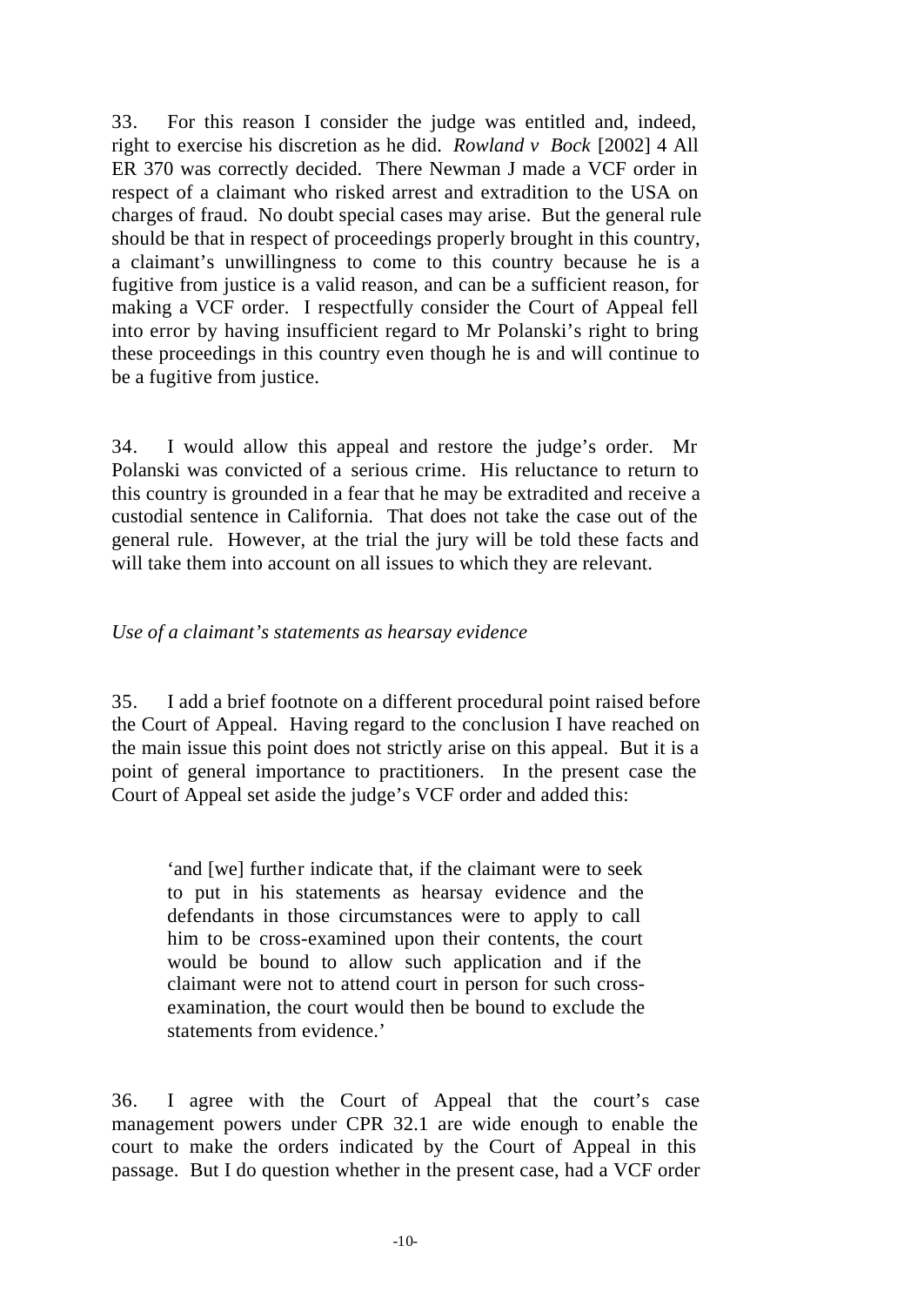33. For this reason I consider the judge was entitled and, indeed, right to exercise his discretion as he did. *Rowland v Bock* [2002] 4 All ER 370 was correctly decided. There Newman J made a VCF order in respect of a claimant who risked arrest and extradition to the USA on charges of fraud. No doubt special cases may arise. But the general rule should be that in respect of proceedings properly brought in this country, a claimant's unwillingness to come to this country because he is a fugitive from justice is a valid reason, and can be a sufficient reason, for making a VCF order. I respectfully consider the Court of Appeal fell into error by having insufficient regard to Mr Polanski's right to bring these proceedings in this country even though he is and will continue to be a fugitive from justice.

34. I would allow this appeal and restore the judge's order. Mr Polanski was convicted of a serious crime. His reluctance to return to this country is grounded in a fear that he may be extradited and receive a custodial sentence in California. That does not take the case out of the general rule. However, at the trial the jury will be told these facts and will take them into account on all issues to which they are relevant.

*Use of a claimant's statements as hearsay evidence*

35. I add a brief footnote on a different procedural point raised before the Court of Appeal. Having regard to the conclusion I have reached on the main issue this point does not strictly arise on this appeal. But it is a point of general importance to practitioners. In the present case the Court of Appeal set aside the judge's VCF order and added this:

> 'and [we] further indicate that, if the claimant were to seek to put in his statements as hearsay evidence and the defendants in those circumstances were to apply to call him to be cross-examined upon their contents, the court would be bound to allow such application and if the claimant were not to attend court in person for such cross-examination, the court would then be bound to exclude the statements from evidence.'

36. I agree with the Court of Appeal that the court's case management powers under CPR 32.1 are wide enough to enable the court to make the orders indicated by the Court of Appeal in this passage. But I do question whether in the present case, had a VCF order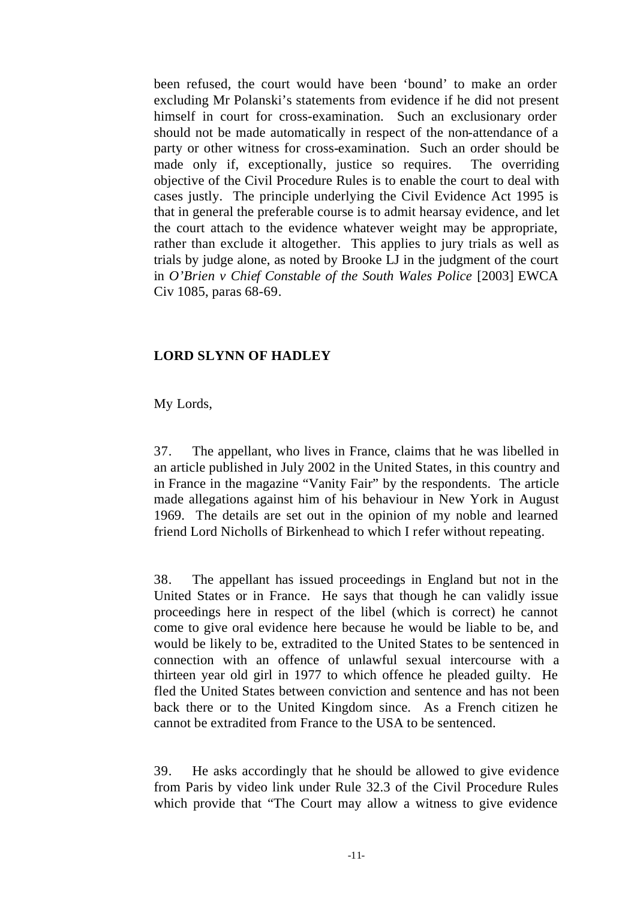been refused, the court would have been 'bound' to make an order excluding Mr Polanski's statements from evidence if he did not present himself in court for cross-examination. Such an exclusionary order should not be made automatically in respect of the non-attendance of a party or other witness for cross-examination. Such an order should be made only if, exceptionally, justice so requires. The overriding objective of the Civil Procedure Rules is to enable the court to deal with cases justly. The principle underlying the Civil Evidence Act 1995 is that in general the preferable course is to admit hearsay evidence, and let the court attach to the evidence whatever weight may be appropriate, rather than exclude it altogether. This applies to jury trials as well as trials by judge alone, as noted by Brooke LJ in the judgment of the court in *O'Brien v Chief Constable of the South Wales Police* [2003] EWCA Civ 1085, paras 68-69.

**LORD SLYNN OF HADLEY**

My Lords,

37. The appellant, who lives in France, claims that he was libelled in an article published in July 2002 in the United States, in this country and in France in the magazine "Vanity Fair" by the respondents. The article made allegations against him of his behaviour in New York in August 1969. The details are set out in the opinion of my noble and learned friend Lord Nicholls of Birkenhead to which I refer without repeating.

38. The appellant has issued proceedings in England but not in the United States or in France. He says that though he can validly issue proceedings here in respect of the libel (which is correct) he cannot come to give oral evidence here because he would be liable to be, and would be likely to be, extradited to the United States to be sentenced in connection with an offence of unlawful sexual intercourse with a thirteen year old girl in 1977 to which offence he pleaded guilty. He fled the United States between conviction and sentence and has not been back there or to the United Kingdom since. As a French citizen he cannot be extradited from France to the USA to be sentenced.

39. He asks accordingly that he should be allowed to give evidence from Paris by video link under Rule 32.3 of the Civil Procedure Rules which provide that "The Court may allow a witness to give evidence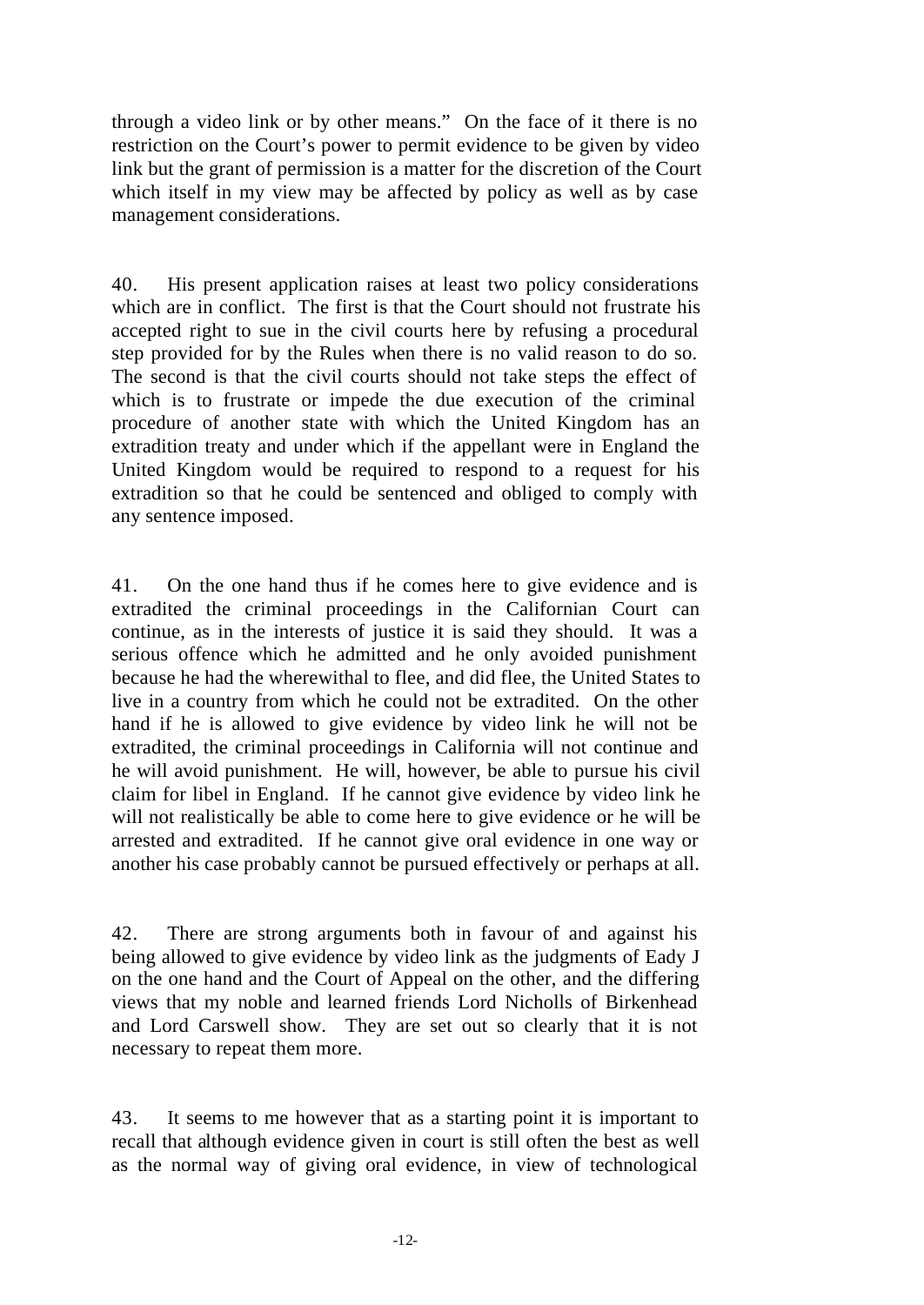through a video link or by other means." On the face of it there is no restriction on the Court's power to permit evidence to be given by video link but the grant of permission is a matter for the discretion of the Court which itself in my view may be affected by policy as well as by case management considerations.

40. His present application raises at least two policy considerations which are in conflict. The first is that the Court should not frustrate his accepted right to sue in the civil courts here by refusing a procedural step provided for by the Rules when there is no valid reason to do so. The second is that the civil courts should not take steps the effect of which is to frustrate or impede the due execution of the criminal procedure of another state with which the United Kingdom has an extradition treaty and under which if the appellant were in England the United Kingdom would be required to respond to a request for his extradition so that he could be sentenced and obliged to comply with any sentence imposed.

41. On the one hand thus if he comes here to give evidence and is extradited the criminal proceedings in the Californian Court can continue, as in the interests of justice it is said they should. It was a serious offence which he admitted and he only avoided punishment because he had the wherewithal to flee, and did flee, the United States to live in a country from which he could not be extradited. On the other hand if he is allowed to give evidence by video link he will not be extradited, the criminal proceedings in California will not continue and he will avoid punishment. He will, however, be able to pursue his civil claim for libel in England. If he cannot give evidence by video link he will not realistically be able to come here to give evidence or he will be arrested and extradited. If he cannot give oral evidence in one way or another his case probably cannot be pursued effectively or perhaps at all.

42. There are strong arguments both in favour of and against his being allowed to give evidence by video link as the judgments of Eady J on the one hand and the Court of Appeal on the other, and the differing views that my noble and learned friends Lord Nicholls of Birkenhead and Lord Carswell show. They are set out so clearly that it is not necessary to repeat them more.

43. It seems to me however that as a starting point it is important to recall that although evidence given in court is still often the best as well as the normal way of giving oral evidence, in view of technological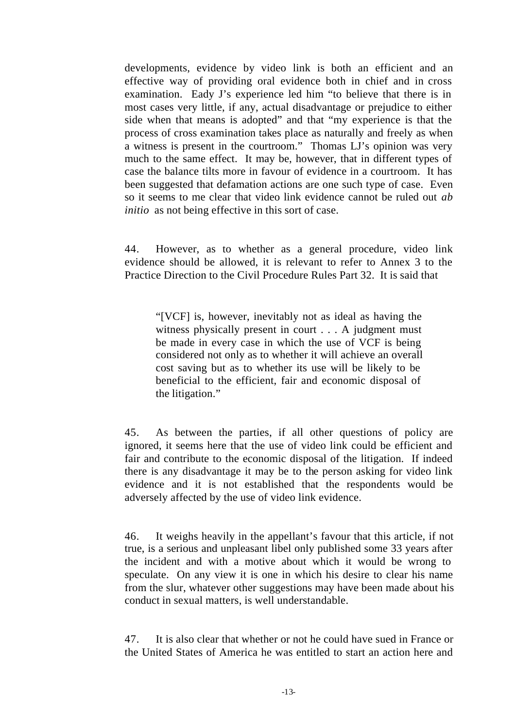developments, evidence by video link is both an efficient and an effective way of providing oral evidence both in chief and in cross examination. Eady J's experience led him "to believe that there is in most cases very little, if any, actual disadvantage or prejudice to either side when that means is adopted" and that "my experience is that the process of cross examination takes place as naturally and freely as when a witness is present in the courtroom." Thomas LJ's opinion was very much to the same effect. It may be, however, that in different types of case the balance tilts more in favour of evidence in a courtroom. It has been suggested that defamation actions are one such type of case. Even so it seems to me clear that video link evidence cannot be ruled out *ab initio* as not being effective in this sort of case.

44. However, as to whether as a general procedure, video link evidence should be allowed, it is relevant to refer to Annex 3 to the Practice Direction to the Civil Procedure Rules Part 32. It is said that

> "[VCF] is, however, inevitably not as ideal as having the witness physically present in court . . . A judgment must be made in every case in which the use of VCF is being considered not only as to whether it will achieve an overall cost saving but as to whether its use will be likely to be beneficial to the efficient, fair and economic disposal of the litigation."

45. As between the parties, if all other questions of policy are ignored, it seems here that the use of video link could be efficient and fair and contribute to the economic disposal of the litigation. If indeed there is any disadvantage it may be to the person asking for video link evidence and it is not established that the respondents would be adversely affected by the use of video link evidence.

46. It weighs heavily in the appellant's favour that this article, if not true, is a serious and unpleasant libel only published some 33 years after the incident and with a motive about which it would be wrong to speculate. On any view it is one in which his desire to clear his name from the slur, whatever other suggestions may have been made about his conduct in sexual matters, is well understandable.

47. It is also clear that whether or not he could have sued in France or the United States of America he was entitled to start an action here and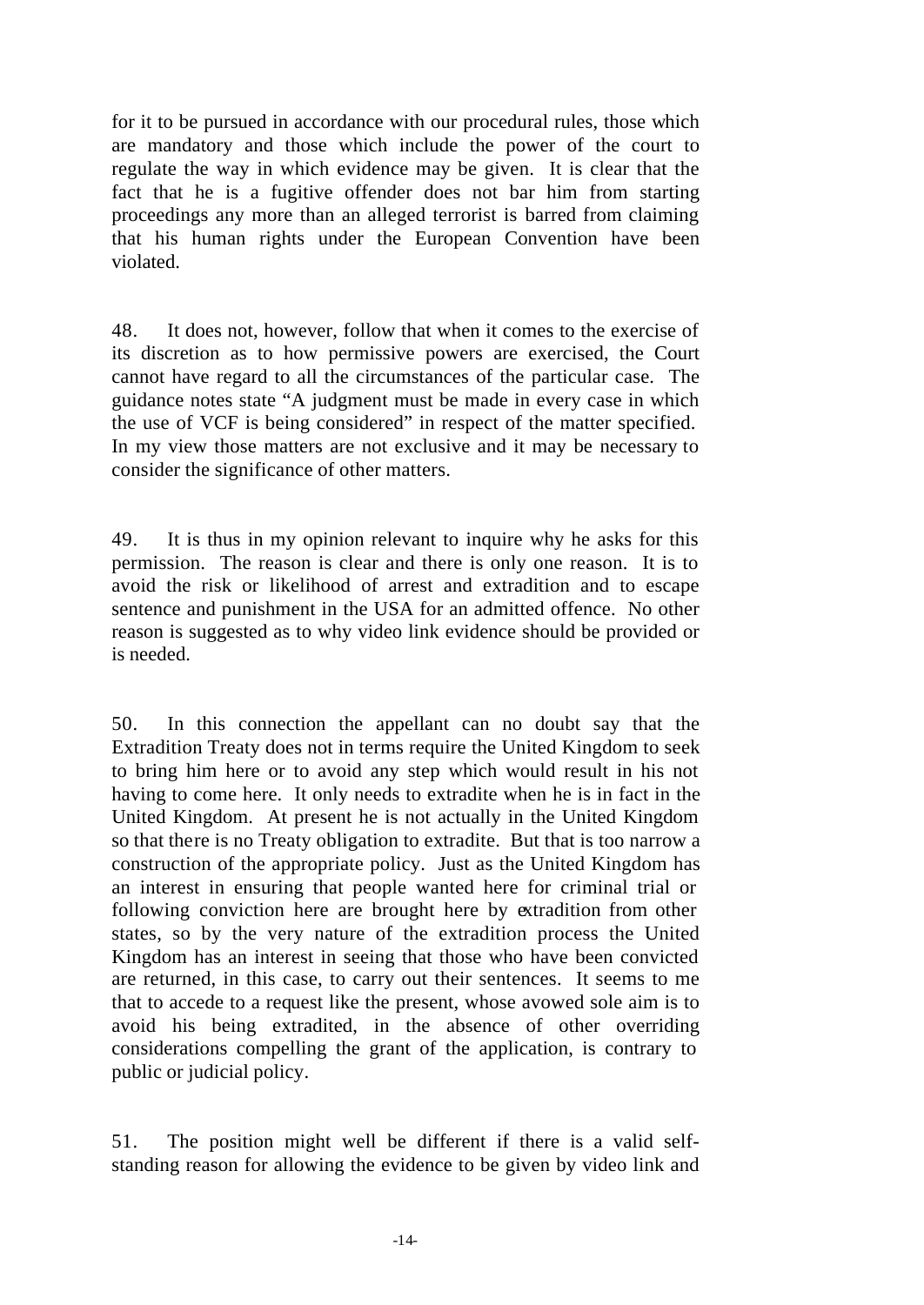for it to be pursued in accordance with our procedural rules, those which are mandatory and those which include the power of the court to regulate the way in which evidence may be given. It is clear that the fact that he is a fugitive offender does not bar him from starting proceedings any more than an alleged terrorist is barred from claiming that his human rights under the European Convention have been violated.

48. It does not, however, follow that when it comes to the exercise of its discretion as to how permissive powers are exercised, the Court cannot have regard to all the circumstances of the particular case. The guidance notes state "A judgment must be made in every case in which the use of VCF is being considered" in respect of the matter specified. In my view those matters are not exclusive and it may be necessary to consider the significance of other matters.

49. It is thus in my opinion relevant to inquire why he asks for this permission. The reason is clear and there is only one reason. It is to avoid the risk or likelihood of arrest and extradition and to escape sentence and punishment in the USA for an admitted offence. No other reason is suggested as to why video link evidence should be provided or is needed.

50. In this connection the appellant can no doubt say that the Extradition Treaty does not in terms require the United Kingdom to seek to bring him here or to avoid any step which would result in his not having to come here. It only needs to extradite when he is in fact in the United Kingdom. At present he is not actually in the United Kingdom so that there is no Treaty obligation to extradite. But that is too narrow a construction of the appropriate policy. Just as the United Kingdom has an interest in ensuring that people wanted here for criminal trial or following conviction here are brought here by extradition from other states, so by the very nature of the extradition process the United Kingdom has an interest in seeing that those who have been convicted are returned, in this case, to carry out their sentences. It seems to me that to accede to a request like the present, whose avowed sole aim is to avoid his being extradited, in the absence of other overriding considerations compelling the grant of the application, is contrary to public or judicial policy.

51. The position might well be different if there is a valid self-standing reason for allowing the evidence to be given by video link and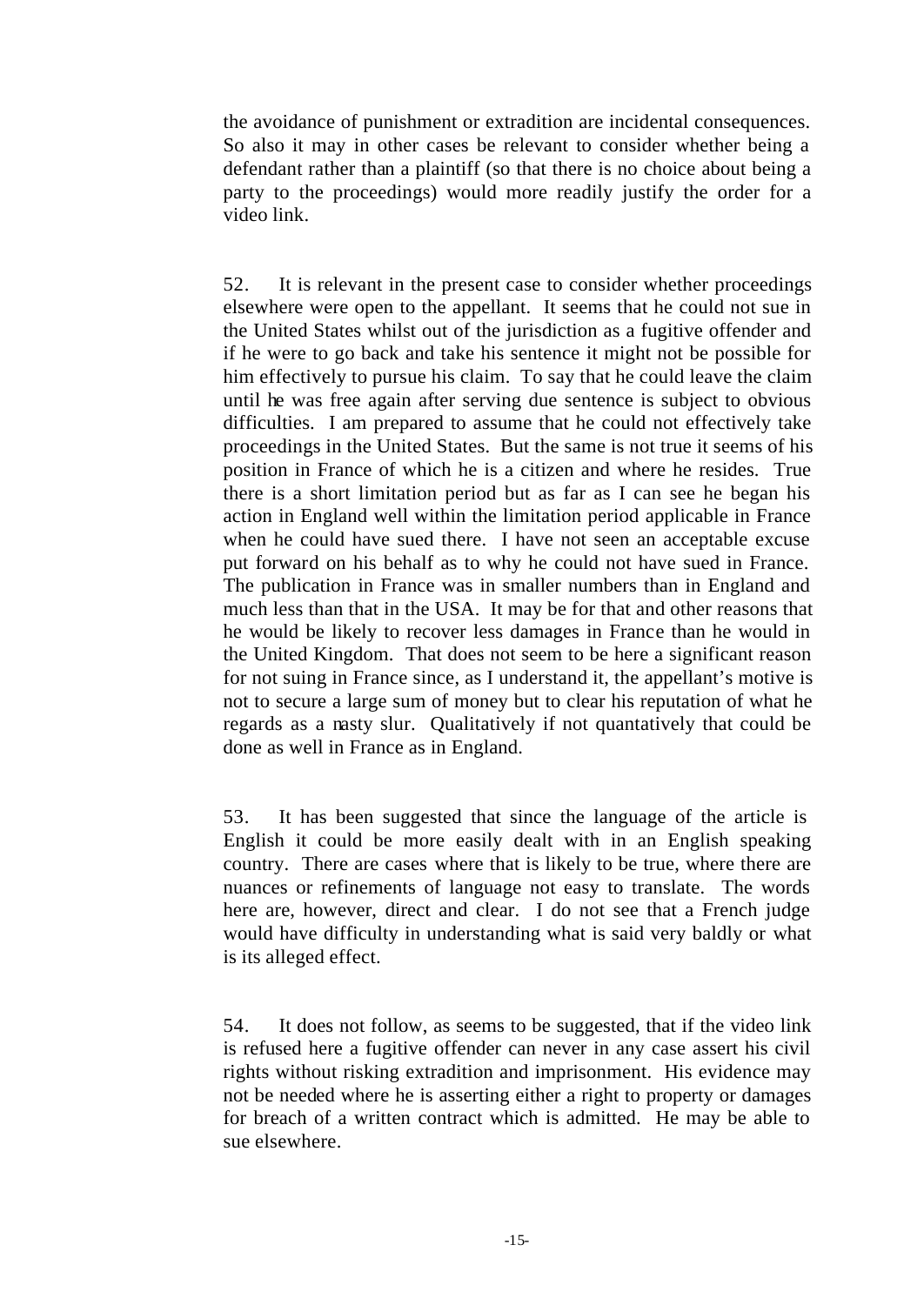the avoidance of punishment or extradition are incidental consequences. So also it may in other cases be relevant to consider whether being a defendant rather than a plaintiff (so that there is no choice about being a party to the proceedings) would more readily justify the order for a video link.

52. It is relevant in the present case to consider whether proceedings elsewhere were open to the appellant. It seems that he could not sue in the United States whilst out of the jurisdiction as a fugitive offender and if he were to go back and take his sentence it might not be possible for him effectively to pursue his claim. To say that he could leave the claim until he was free again after serving due sentence is subject to obvious difficulties. I am prepared to assume that he could not effectively take proceedings in the United States. But the same is not true it seems of his position in France of which he is a citizen and where he resides. True there is a short limitation period but as far as I can see he began his action in England well within the limitation period applicable in France when he could have sued there. I have not seen an acceptable excuse put forward on his behalf as to why he could not have sued in France. The publication in France was in smaller numbers than in England and much less than that in the USA. It may be for that and other reasons that he would be likely to recover less damages in France than he would in the United Kingdom. That does not seem to be here a significant reason for not suing in France since, as I understand it, the appellant's motive is not to secure a large sum of money but to clear his reputation of what he regards as a nasty slur. Qualitatively if not quantatively that could be done as well in France as in England.

53. It has been suggested that since the language of the article is English it could be more easily dealt with in an English speaking country. There are cases where that is likely to be true, where there are nuances or refinements of language not easy to translate. The words here are, however, direct and clear. I do not see that a French judge would have difficulty in understanding what is said very baldly or what is its alleged effect.

54. It does not follow, as seems to be suggested, that if the video link is refused here a fugitive offender can never in any case assert his civil rights without risking extradition and imprisonment. His evidence may not be needed where he is asserting either a right to property or damages for breach of a written contract which is admitted. He may be able to sue elsewhere.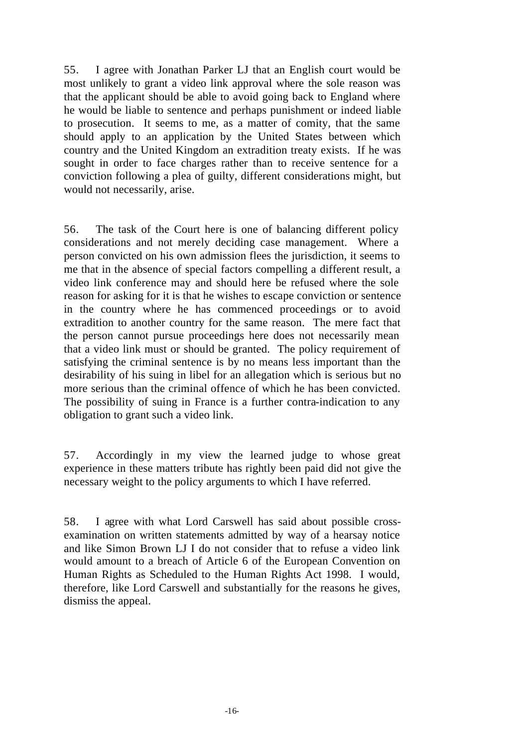55. I agree with Jonathan Parker LJ that an English court would be most unlikely to grant a video link approval where the sole reason was that the applicant should be able to avoid going back to England where he would be liable to sentence and perhaps punishment or indeed liable to prosecution. It seems to me, as a matter of comity, that the same should apply to an application by the United States between which country and the United Kingdom an extradition treaty exists. If he was sought in order to face charges rather than to receive sentence for a conviction following a plea of guilty, different considerations might, but would not necessarily, arise.

56. The task of the Court here is one of balancing different policy considerations and not merely deciding case management. Where a person convicted on his own admission flees the jurisdiction, it seems to me that in the absence of special factors compelling a different result, a video link conference may and should here be refused where the sole reason for asking for it is that he wishes to escape conviction or sentence in the country where he has commenced proceedings or to avoid extradition to another country for the same reason. The mere fact that the person cannot pursue proceedings here does not necessarily mean that a video link must or should be granted. The policy requirement of satisfying the criminal sentence is by no means less important than the desirability of his suing in libel for an allegation which is serious but no more serious than the criminal offence of which he has been convicted. The possibility of suing in France is a further contra-indication to any obligation to grant such a video link.

57. Accordingly in my view the learned judge to whose great experience in these matters tribute has rightly been paid did not give the necessary weight to the policy arguments to which I have referred.

58. I agree with what Lord Carswell has said about possible cross-examination on written statements admitted by way of a hearsay notice and like Simon Brown LJ I do not consider that to refuse a video link would amount to a breach of Article 6 of the European Convention on Human Rights as Scheduled to the Human Rights Act 1998. I would, therefore, like Lord Carswell and substantially for the reasons he gives, dismiss the appeal.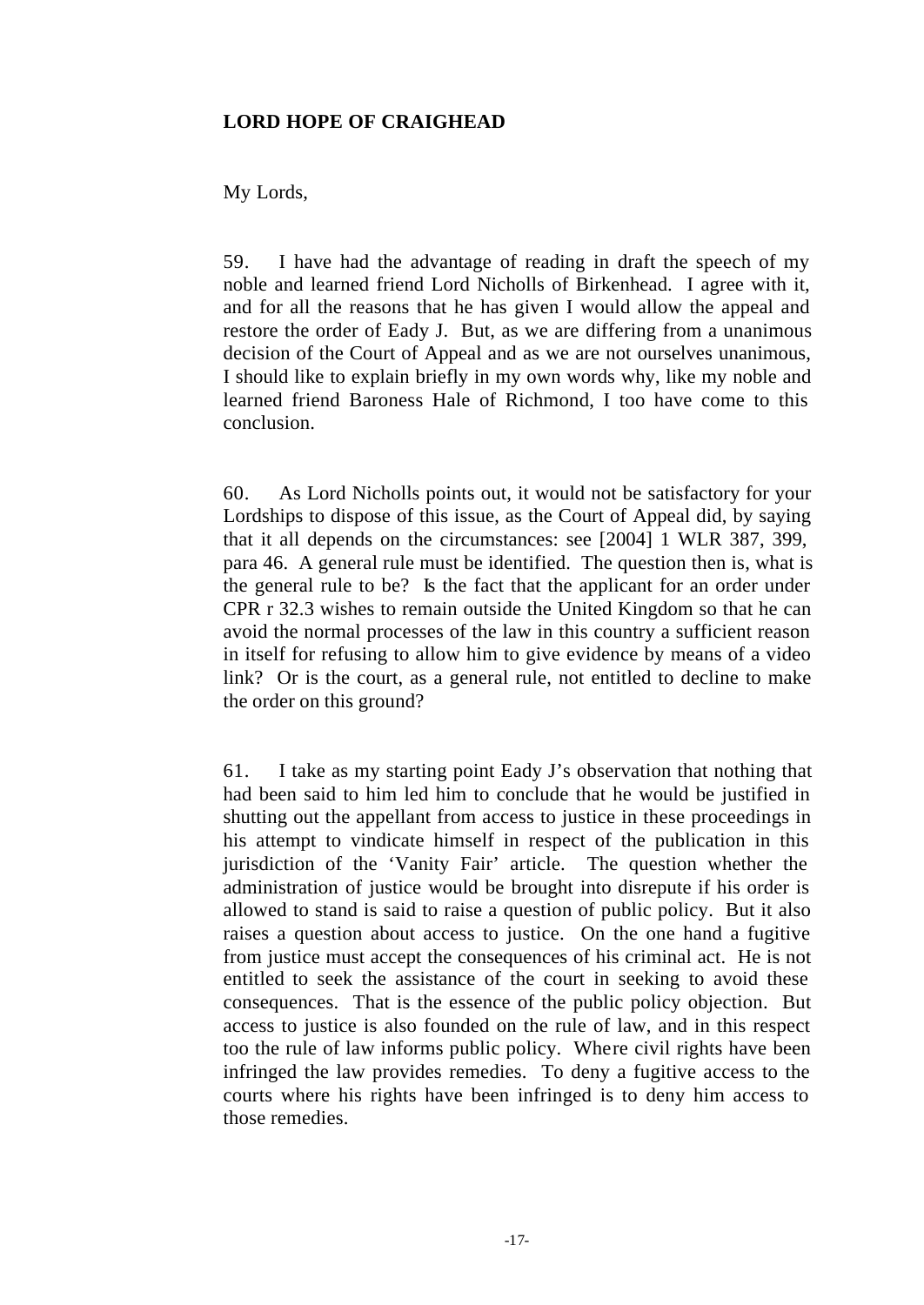**LORD HOPE OF CRAIGHEAD**

My Lords,

59. I have had the advantage of reading in draft the speech of my noble and learned friend Lord Nicholls of Birkenhead. I agree with it, and for all the reasons that he has given I would allow the appeal and restore the order of Eady J. But, as we are differing from a unanimous decision of the Court of Appeal and as we are not ourselves unanimous, I should like to explain briefly in my own words why, like my noble and learned friend Baroness Hale of Richmond, I too have come to this conclusion.

60. As Lord Nicholls points out, it would not be satisfactory for your Lordships to dispose of this issue, as the Court of Appeal did, by saying that it all depends on the circumstances: see [2004] 1 WLR 387, 399, para 46. A general rule must be identified. The question then is, what is the general rule to be? Is the fact that the applicant for an order under CPR r 32.3 wishes to remain outside the United Kingdom so that he can avoid the normal processes of the law in this country a sufficient reason in itself for refusing to allow him to give evidence by means of a video link? Or is the court, as a general rule, not entitled to decline to make the order on this ground?

61. I take as my starting point Eady J's observation that nothing that had been said to him led him to conclude that he would be justified in shutting out the appellant from access to justice in these proceedings in his attempt to vindicate himself in respect of the publication in this jurisdiction of the 'Vanity Fair' article. The question whether the administration of justice would be brought into disrepute if his order is allowed to stand is said to raise a question of public policy. But it also raises a question about access to justice. On the one hand a fugitive from justice must accept the consequences of his criminal act. He is not entitled to seek the assistance of the court in seeking to avoid these consequences. That is the essence of the public policy objection. But access to justice is also founded on the rule of law, and in this respect too the rule of law informs public policy. Where civil rights have been infringed the law provides remedies. To deny a fugitive access to the courts where his rights have been infringed is to deny him access to those remedies.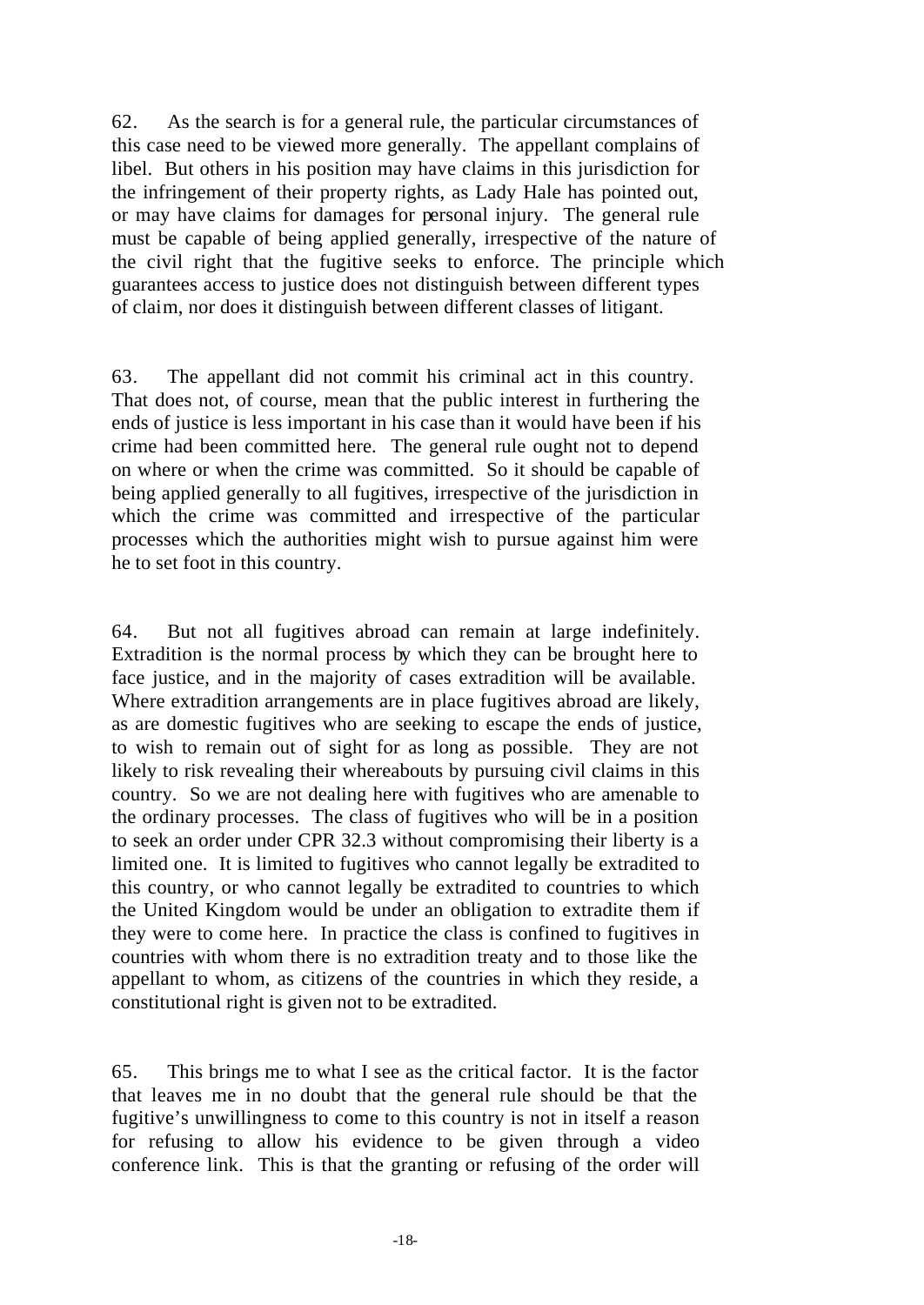62. As the search is for a general rule, the particular circumstances of this case need to be viewed more generally. The appellant complains of libel. But others in his position may have claims in this jurisdiction for the infringement of their property rights, as Lady Hale has pointed out, or may have claims for damages for personal injury. The general rule must be capable of being applied generally, irrespective of the nature of the civil right that the fugitive seeks to enforce. The principle which guarantees access to justice does not distinguish between different types of claim, nor does it distinguish between different classes of litigant.

63. The appellant did not commit his criminal act in this country. That does not, of course, mean that the public interest in furthering the ends of justice is less important in his case than it would have been if his crime had been committed here. The general rule ought not to depend on where or when the crime was committed. So it should be capable of being applied generally to all fugitives, irrespective of the jurisdiction in which the crime was committed and irrespective of the particular processes which the authorities might wish to pursue against him were he to set foot in this country.

64. But not all fugitives abroad can remain at large indefinitely. Extradition is the normal process by which they can be brought here to face justice, and in the majority of cases extradition will be available. Where extradition arrangements are in place fugitives abroad are likely, as are domestic fugitives who are seeking to escape the ends of justice, to wish to remain out of sight for as long as possible. They are not likely to risk revealing their whereabouts by pursuing civil claims in this country. So we are not dealing here with fugitives who are amenable to the ordinary processes. The class of fugitives who will be in a position to seek an order under CPR 32.3 without compromising their liberty is a limited one. It is limited to fugitives who cannot legally be extradited to this country, or who cannot legally be extradited to countries to which the United Kingdom would be under an obligation to extradite them if they were to come here. In practice the class is confined to fugitives in countries with whom there is no extradition treaty and to those like the appellant to whom, as citizens of the countries in which they reside, a constitutional right is given not to be extradited.

65. This brings me to what I see as the critical factor. It is the factor that leaves me in no doubt that the general rule should be that the fugitive's unwillingness to come to this country is not in itself a reason for refusing to allow his evidence to be given through a video conference link. This is that the granting or refusing of the order will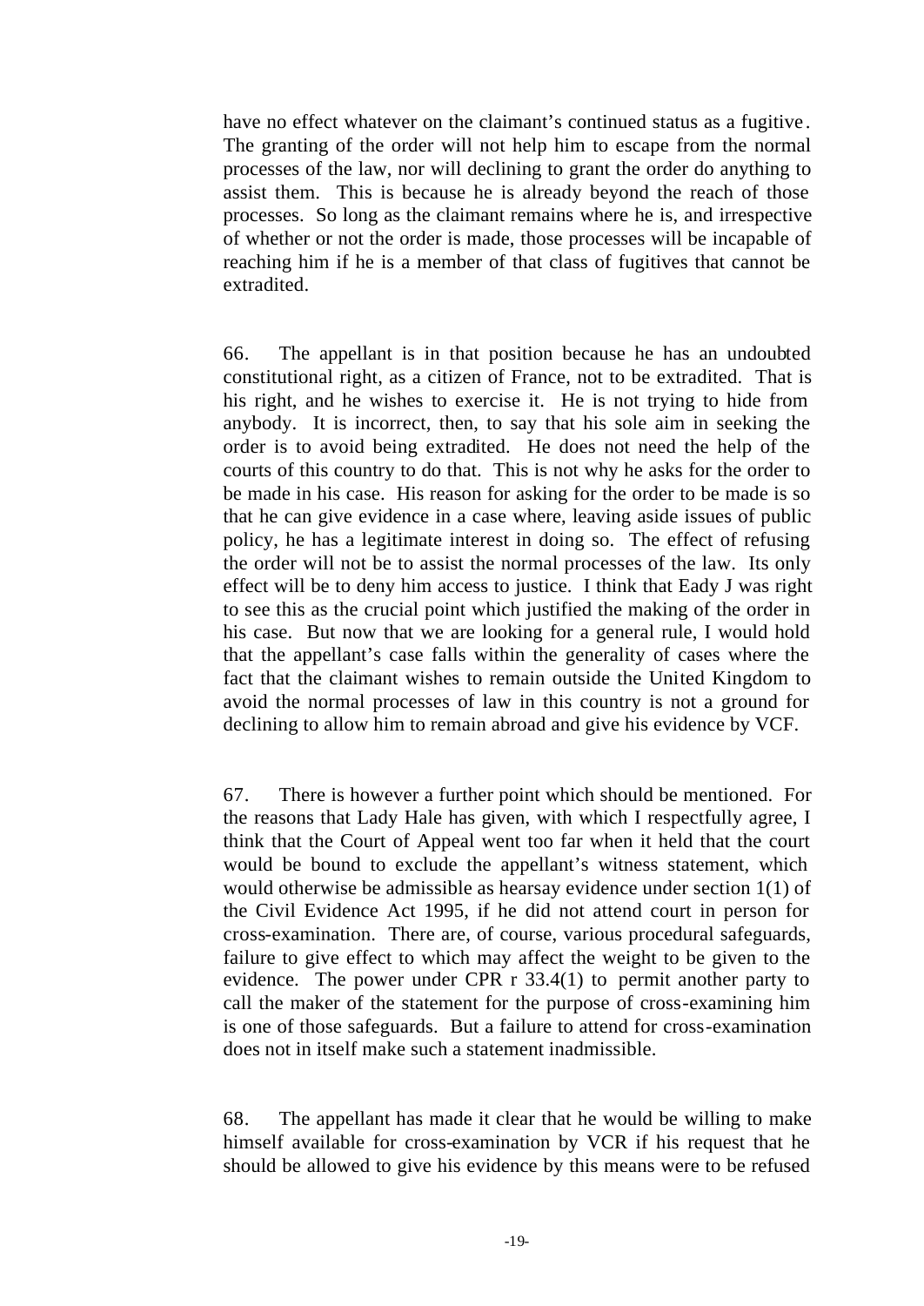have no effect whatever on the claimant's continued status as a fugitive. The granting of the order will not help him to escape from the normal processes of the law, nor will declining to grant the order do anything to assist them. This is because he is already beyond the reach of those processes. So long as the claimant remains where he is, and irrespective of whether or not the order is made, those processes will be incapable of reaching him if he is a member of that class of fugitives that cannot be extradited.

66. The appellant is in that position because he has an undoubted constitutional right, as a citizen of France, not to be extradited. That is his right, and he wishes to exercise it. He is not trying to hide from anybody. It is incorrect, then, to say that his sole aim in seeking the order is to avoid being extradited. He does not need the help of the courts of this country to do that. This is not why he asks for the order to be made in his case. His reason for asking for the order to be made is so that he can give evidence in a case where, leaving aside issues of public policy, he has a legitimate interest in doing so. The effect of refusing the order will not be to assist the normal processes of the law. Its only effect will be to deny him access to justice. I think that Eady J was right to see this as the crucial point which justified the making of the order in his case. But now that we are looking for a general rule, I would hold that the appellant's case falls within the generality of cases where the fact that the claimant wishes to remain outside the United Kingdom to avoid the normal processes of law in this country is not a ground for declining to allow him to remain abroad and give his evidence by VCF.

67. There is however a further point which should be mentioned. For the reasons that Lady Hale has given, with which I respectfully agree, I think that the Court of Appeal went too far when it held that the court would be bound to exclude the appellant's witness statement, which would otherwise be admissible as hearsay evidence under section 1(1) of the Civil Evidence Act 1995, if he did not attend court in person for cross-examination. There are, of course, various procedural safeguards, failure to give effect to which may affect the weight to be given to the evidence. The power under CPR r 33.4(1) to permit another party to call the maker of the statement for the purpose of cross-examining him is one of those safeguards. But a failure to attend for cross-examination does not in itself make such a statement inadmissible.

68. The appellant has made it clear that he would be willing to make himself available for cross-examination by VCR if his request that he should be allowed to give his evidence by this means were to be refused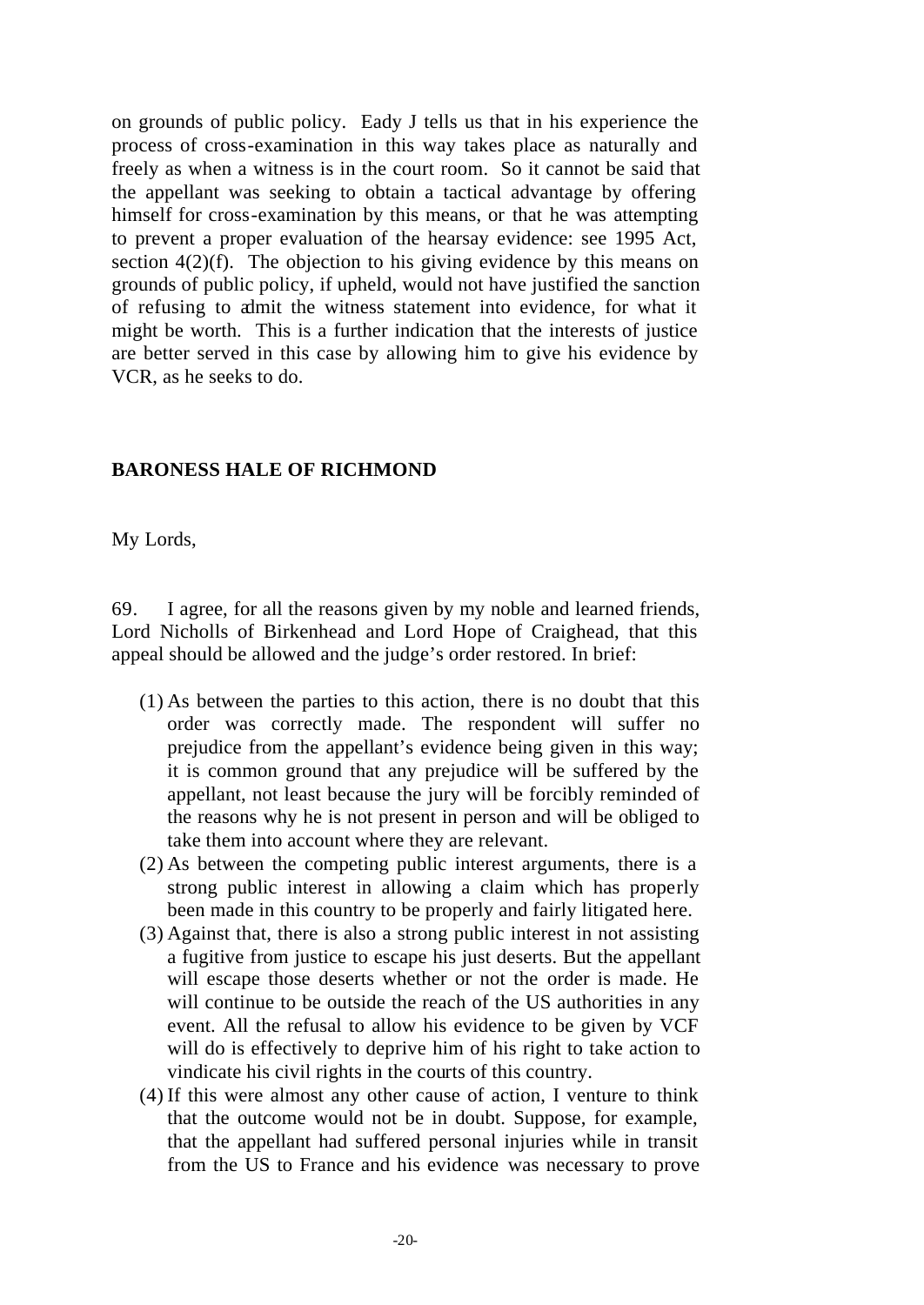on grounds of public policy. Eady J tells us that in his experience the process of cross-examination in this way takes place as naturally and freely as when a witness is in the court room. So it cannot be said that the appellant was seeking to obtain a tactical advantage by offering himself for cross-examination by this means, or that he was attempting to prevent a proper evaluation of the hearsay evidence: see 1995 Act, section 4(2)(f). The objection to his giving evidence by this means on grounds of public policy, if upheld, would not have justified the sanction of refusing to admit the witness statement into evidence, for what it might be worth. This is a further indication that the interests of justice are better served in this case by allowing him to give his evidence by VCR, as he seeks to do.

**BARONESS HALE OF RICHMOND**

My Lords,

69. I agree, for all the reasons given by my noble and learned friends, Lord Nicholls of Birkenhead and Lord Hope of Craighead, that this appeal should be allowed and the judge's order restored. In brief:

(1) As between the parties to this action, there is no doubt that this order was correctly made. The respondent will suffer no prejudice from the appellant's evidence being given in this way; it is common ground that any prejudice will be suffered by the appellant, not least because the jury will be forcibly reminded of the reasons why he is not present in person and will be obliged to take them into account where they are relevant.

(2) As between the competing public interest arguments, there is a strong public interest in allowing a claim which has properly been made in this country to be properly and fairly litigated here.

(3) Against that, there is also a strong public interest in not assisting a fugitive from justice to escape his just deserts. But the appellant will escape those deserts whether or not the order is made. He will continue to be outside the reach of the US authorities in any event. All the refusal to allow his evidence to be given by VCF will do is effectively to deprive him of his right to take action to vindicate his civil rights in the courts of this country.

(4) If this were almost any other cause of action, I venture to think that the outcome would not be in doubt. Suppose, for example, that the appellant had suffered personal injuries while in transit from the US to France and his evidence was necessary to prove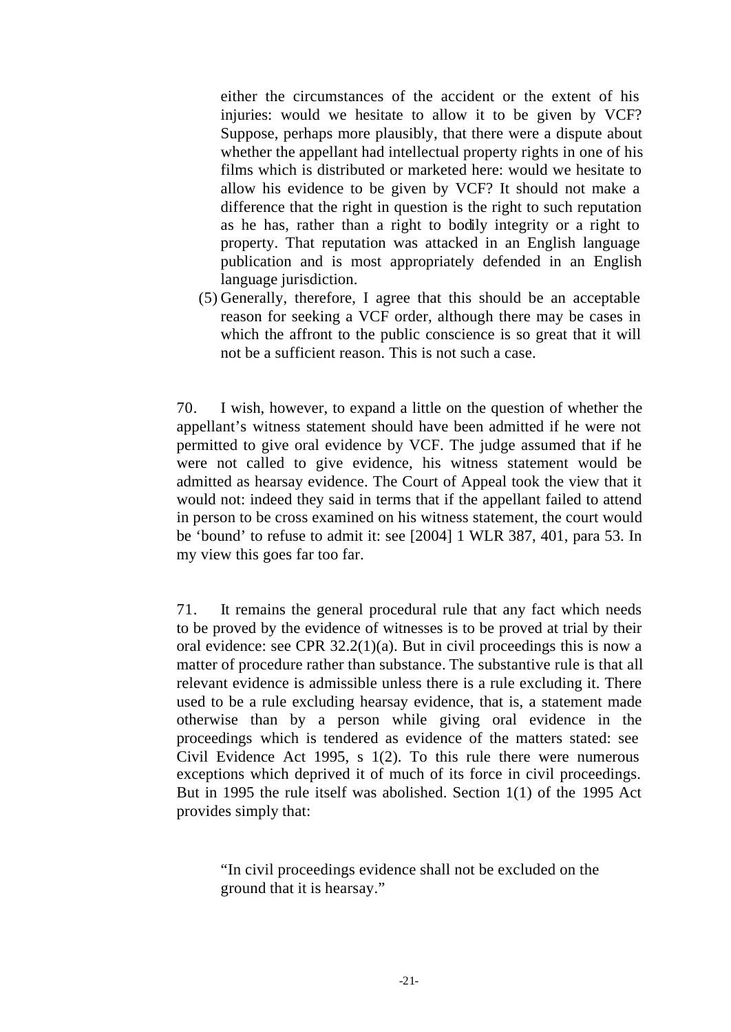either the circumstances of the accident or the extent of his injuries: would we hesitate to allow it to be given by VCF? Suppose, perhaps more plausibly, that there were a dispute about whether the appellant had intellectual property rights in one of his films which is distributed or marketed here: would we hesitate to allow his evidence to be given by VCF? It should not make a difference that the right in question is the right to such reputation as he has, rather than a right to bodily integrity or a right to property. That reputation was attacked in an English language publication and is most appropriately defended in an English language jurisdiction.

(5) Generally, therefore, I agree that this should be an acceptable reason for seeking a VCF order, although there may be cases in which the affront to the public conscience is so great that it will not be a sufficient reason. This is not such a case.

70. I wish, however, to expand a little on the question of whether the appellant's witness statement should have been admitted if he were not permitted to give oral evidence by VCF. The judge assumed that if he were not called to give evidence, his witness statement would be admitted as hearsay evidence. The Court of Appeal took the view that it would not: indeed they said in terms that if the appellant failed to attend in person to be cross examined on his witness statement, the court would be 'bound' to refuse to admit it: see [2004] 1 WLR 387, 401, para 53. In my view this goes far too far.

71. It remains the general procedural rule that any fact which needs to be proved by the evidence of witnesses is to be proved at trial by their oral evidence: see CPR 32.2(1)(a). But in civil proceedings this is now a matter of procedure rather than substance. The substantive rule is that all relevant evidence is admissible unless there is a rule excluding it. There used to be a rule excluding hearsay evidence, that is, a statement made otherwise than by a person while giving oral evidence in the proceedings which is tendered as evidence of the matters stated: see Civil Evidence Act 1995, s 1(2). To this rule there were numerous exceptions which deprived it of much of its force in civil proceedings. But in 1995 the rule itself was abolished. Section 1(1) of the 1995 Act provides simply that:

> "In civil proceedings evidence shall not be excluded on the ground that it is hearsay."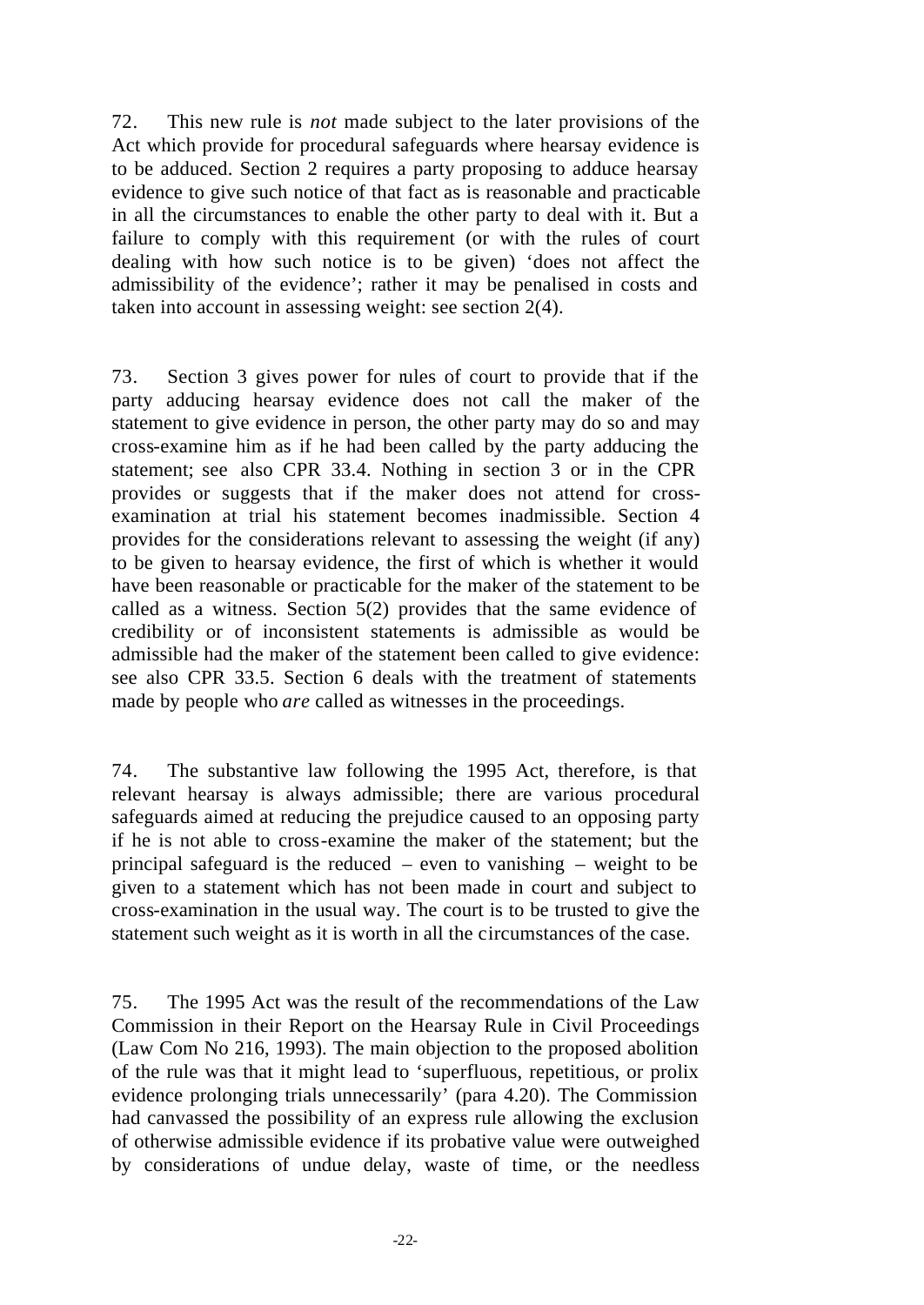72. This new rule is *not* made subject to the later provisions of the Act which provide for procedural safeguards where hearsay evidence is to be adduced. Section 2 requires a party proposing to adduce hearsay evidence to give such notice of that fact as is reasonable and practicable in all the circumstances to enable the other party to deal with it. But a failure to comply with this requirement (or with the rules of court dealing with how such notice is to be given) 'does not affect the admissibility of the evidence'; rather it may be penalised in costs and taken into account in assessing weight: see section 2(4).

73. Section 3 gives power for rules of court to provide that if the party adducing hearsay evidence does not call the maker of the statement to give evidence in person, the other party may do so and may cross-examine him as if he had been called by the party adducing the statement; see also CPR 33.4. Nothing in section 3 or in the CPR provides or suggests that if the maker does not attend for cross-examination at trial his statement becomes inadmissible. Section 4 provides for the considerations relevant to assessing the weight (if any) to be given to hearsay evidence, the first of which is whether it would have been reasonable or practicable for the maker of the statement to be called as a witness. Section 5(2) provides that the same evidence of credibility or of inconsistent statements is admissible as would be admissible had the maker of the statement been called to give evidence: see also CPR 33.5. Section 6 deals with the treatment of statements made by people who *are* called as witnesses in the proceedings.

74. The substantive law following the 1995 Act, therefore, is that relevant hearsay is always admissible; there are various procedural safeguards aimed at reducing the prejudice caused to an opposing party if he is not able to cross-examine the maker of the statement; but the principal safeguard is the reduced – even to vanishing – weight to be given to a statement which has not been made in court and subject to cross-examination in the usual way. The court is to be trusted to give the statement such weight as it is worth in all the circumstances of the case.

75. The 1995 Act was the result of the recommendations of the Law Commission in their Report on the Hearsay Rule in Civil Proceedings (Law Com No 216, 1993). The main objection to the proposed abolition of the rule was that it might lead to 'superfluous, repetitious, or prolix evidence prolonging trials unnecessarily' (para 4.20). The Commission had canvassed the possibility of an express rule allowing the exclusion of otherwise admissible evidence if its probative value were outweighed by considerations of undue delay, waste of time, or the needless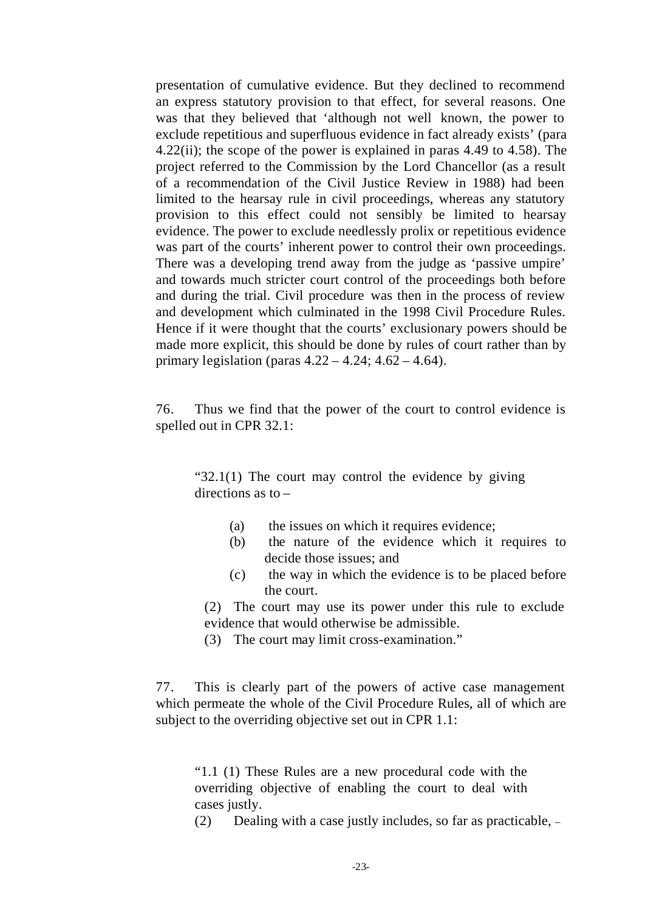presentation of cumulative evidence. But they declined to recommend an express statutory provision to that effect, for several reasons. One was that they believed that 'although not well known, the power to exclude repetitious and superfluous evidence in fact already exists' (para 4.22(ii); the scope of the power is explained in paras 4.49 to 4.58). The project referred to the Commission by the Lord Chancellor (as a result of a recommendation of the Civil Justice Review in 1988) had been limited to the hearsay rule in civil proceedings, whereas any statutory provision to this effect could not sensibly be limited to hearsay evidence. The power to exclude needlessly prolix or repetitious evidence was part of the courts' inherent power to control their own proceedings. There was a developing trend away from the judge as 'passive umpire' and towards much stricter court control of the proceedings both before and during the trial. Civil procedure was then in the process of review and development which culminated in the 1998 Civil Procedure Rules. Hence if it were thought that the courts' exclusionary powers should be made more explicit, this should be done by rules of court rather than by primary legislation (paras 4.22 – 4.24; 4.62 – 4.64).

76. Thus we find that the power of the court to control evidence is spelled out in CPR 32.1:

> "32.1(1) The court may control the evidence by giving directions as to –
>
> (a) the issues on which it requires evidence;
> (b) the nature of the evidence which it requires to decide those issues; and
> (c) the way in which the evidence is to be placed before the court.
>
> (2) The court may use its power under this rule to exclude evidence that would otherwise be admissible.
> (3) The court may limit cross-examination."

77. This is clearly part of the powers of active case management which permeate the whole of the Civil Procedure Rules, all of which are subject to the overriding objective set out in CPR 1.1:

> "1.1 (1) These Rules are a new procedural code with the overriding objective of enabling the court to deal with cases justly.
>
> (2) Dealing with a case justly includes, so far as practicable, –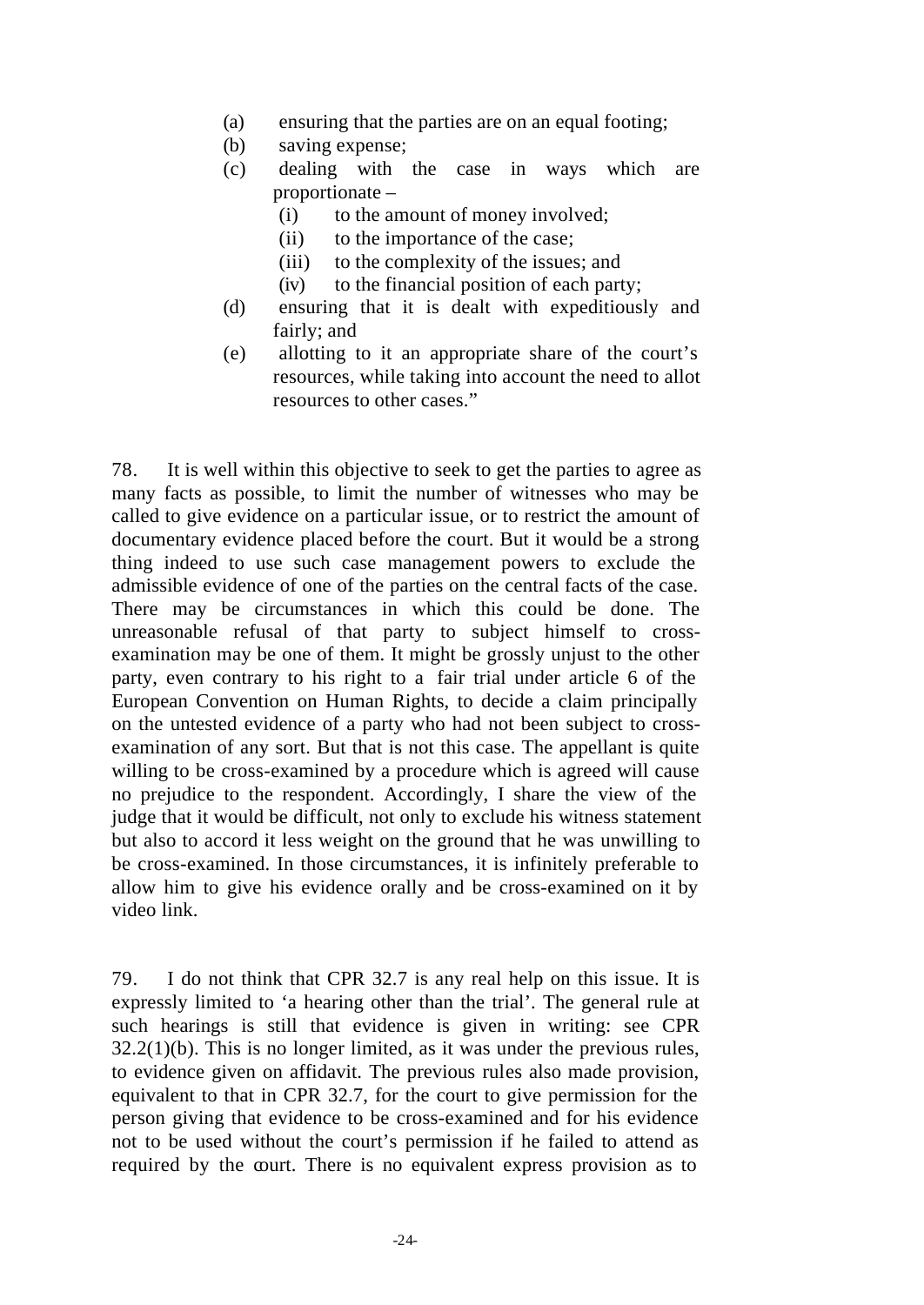(a) ensuring that the parties are on an equal footing;
(b) saving expense;
(c) dealing with the case in ways which are proportionate –
  (i) to the amount of money involved;
  (ii) to the importance of the case;
  (iii) to the complexity of the issues; and
  (iv) to the financial position of each party;
(d) ensuring that it is dealt with expeditiously and fairly; and
(e) allotting to it an appropriate share of the court's resources, while taking into account the need to allot resources to other cases."

78. It is well within this objective to seek to get the parties to agree as many facts as possible, to limit the number of witnesses who may be called to give evidence on a particular issue, or to restrict the amount of documentary evidence placed before the court. But it would be a strong thing indeed to use such case management powers to exclude the admissible evidence of one of the parties on the central facts of the case. There may be circumstances in which this could be done. The unreasonable refusal of that party to subject himself to cross-examination may be one of them. It might be grossly unjust to the other party, even contrary to his right to a fair trial under article 6 of the European Convention on Human Rights, to decide a claim principally on the untested evidence of a party who had not been subject to cross-examination of any sort. But that is not this case. The appellant is quite willing to be cross-examined by a procedure which is agreed will cause no prejudice to the respondent. Accordingly, I share the view of the judge that it would be difficult, not only to exclude his witness statement but also to accord it less weight on the ground that he was unwilling to be cross-examined. In those circumstances, it is infinitely preferable to allow him to give his evidence orally and be cross-examined on it by video link.

79. I do not think that CPR 32.7 is any real help on this issue. It is expressly limited to 'a hearing other than the trial'. The general rule at such hearings is still that evidence is given in writing: see CPR 32.2(1)(b). This is no longer limited, as it was under the previous rules, to evidence given on affidavit. The previous rules also made provision, equivalent to that in CPR 32.7, for the court to give permission for the person giving that evidence to be cross-examined and for his evidence not to be used without the court's permission if he failed to attend as required by the court. There is no equivalent express provision as to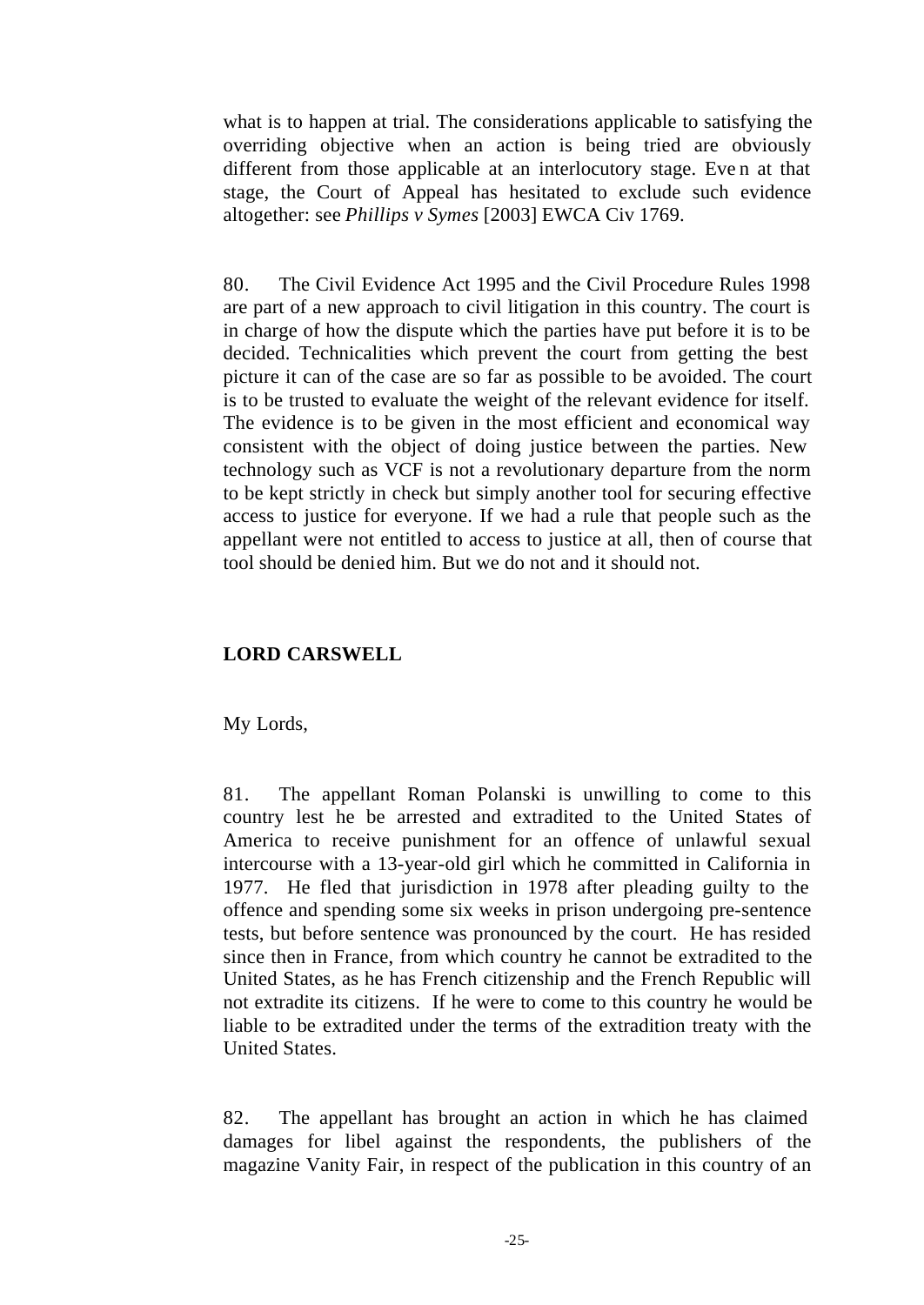what is to happen at trial. The considerations applicable to satisfying the overriding objective when an action is being tried are obviously different from those applicable at an interlocutory stage. Even at that stage, the Court of Appeal has hesitated to exclude such evidence altogether: see *Phillips v Symes* [2003] EWCA Civ 1769.

80. The Civil Evidence Act 1995 and the Civil Procedure Rules 1998 are part of a new approach to civil litigation in this country. The court is in charge of how the dispute which the parties have put before it is to be decided. Technicalities which prevent the court from getting the best picture it can of the case are so far as possible to be avoided. The court is to be trusted to evaluate the weight of the relevant evidence for itself. The evidence is to be given in the most efficient and economical way consistent with the object of doing justice between the parties. New technology such as VCF is not a revolutionary departure from the norm to be kept strictly in check but simply another tool for securing effective access to justice for everyone. If we had a rule that people such as the appellant were not entitled to access to justice at all, then of course that tool should be denied him. But we do not and it should not.

## LORD CARSWELL

My Lords,

81. The appellant Roman Polanski is unwilling to come to this country lest he be arrested and extradited to the United States of America to receive punishment for an offence of unlawful sexual intercourse with a 13-year-old girl which he committed in California in 1977. He fled that jurisdiction in 1978 after pleading guilty to the offence and spending some six weeks in prison undergoing pre-sentence tests, but before sentence was pronounced by the court. He has resided since then in France, from which country he cannot be extradited to the United States, as he has French citizenship and the French Republic will not extradite its citizens. If he were to come to this country he would be liable to be extradited under the terms of the extradition treaty with the United States.

82. The appellant has brought an action in which he has claimed damages for libel against the respondents, the publishers of the magazine Vanity Fair, in respect of the publication in this country of an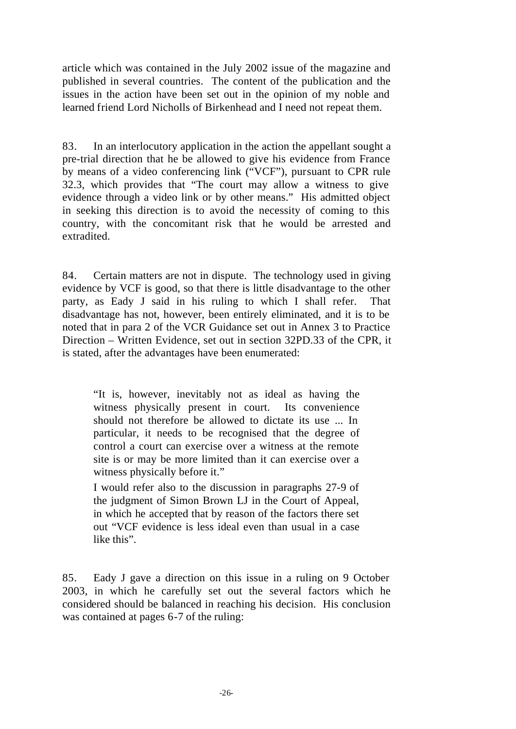article which was contained in the July 2002 issue of the magazine and published in several countries. The content of the publication and the issues in the action have been set out in the opinion of my noble and learned friend Lord Nicholls of Birkenhead and I need not repeat them.

83. In an interlocutory application in the action the appellant sought a pre-trial direction that he be allowed to give his evidence from France by means of a video conferencing link ("VCF"), pursuant to CPR rule 32.3, which provides that "The court may allow a witness to give evidence through a video link or by other means." His admitted object in seeking this direction is to avoid the necessity of coming to this country, with the concomitant risk that he would be arrested and extradited.

84. Certain matters are not in dispute. The technology used in giving evidence by VCF is good, so that there is little disadvantage to the other party, as Eady J said in his ruling to which I shall refer. That disadvantage has not, however, been entirely eliminated, and it is to be noted that in para 2 of the VCR Guidance set out in Annex 3 to Practice Direction – Written Evidence, set out in section 32PD.33 of the CPR, it is stated, after the advantages have been enumerated:

> "It is, however, inevitably not as ideal as having the witness physically present in court. Its convenience should not therefore be allowed to dictate its use ... In particular, it needs to be recognised that the degree of control a court can exercise over a witness at the remote site is or may be more limited than it can exercise over a witness physically before it."
>
> I would refer also to the discussion in paragraphs 27-9 of the judgment of Simon Brown LJ in the Court of Appeal, in which he accepted that by reason of the factors there set out "VCF evidence is less ideal even than usual in a case like this".

85. Eady J gave a direction on this issue in a ruling on 9 October 2003, in which he carefully set out the several factors which he considered should be balanced in reaching his decision. His conclusion was contained at pages 6-7 of the ruling: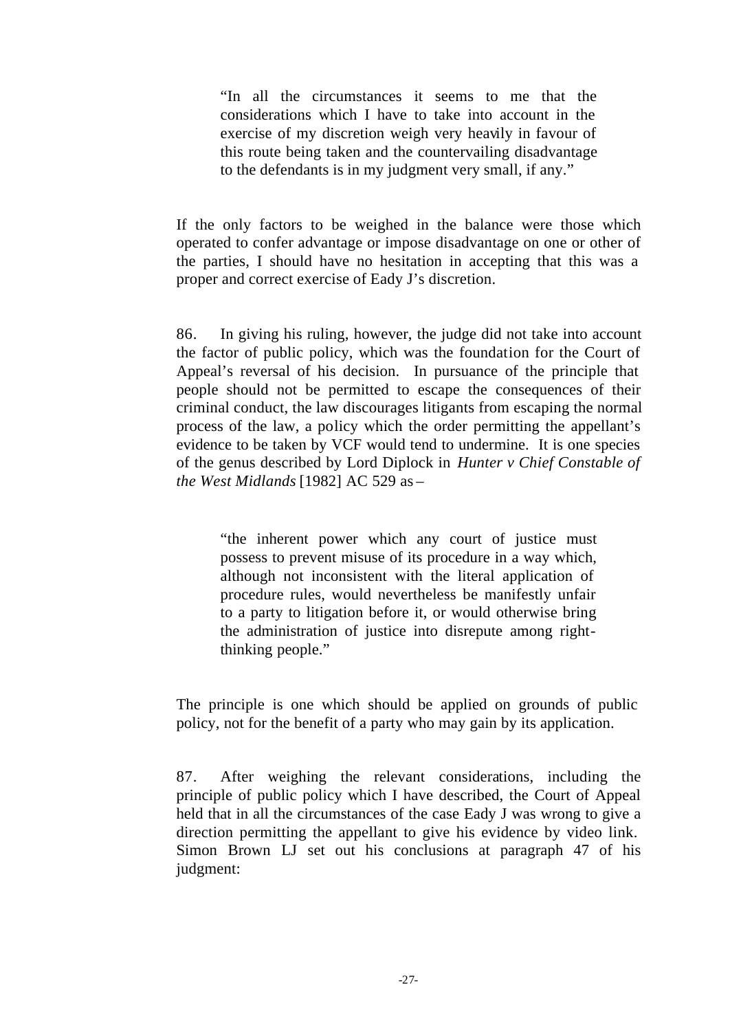> "In all the circumstances it seems to me that the considerations which I have to take into account in the exercise of my discretion weigh very heavily in favour of this route being taken and the countervailing disadvantage to the defendants is in my judgment very small, if any."

If the only factors to be weighed in the balance were those which operated to confer advantage or impose disadvantage on one or other of the parties, I should have no hesitation in accepting that this was a proper and correct exercise of Eady J's discretion.

86. In giving his ruling, however, the judge did not take into account the factor of public policy, which was the foundation for the Court of Appeal's reversal of his decision. In pursuance of the principle that people should not be permitted to escape the consequences of their criminal conduct, the law discourages litigants from escaping the normal process of the law, a policy which the order permitting the appellant's evidence to be taken by VCF would tend to undermine. It is one species of the genus described by Lord Diplock in *Hunter v Chief Constable of the West Midlands* [1982] AC 529 as –

> "the inherent power which any court of justice must possess to prevent misuse of its procedure in a way which, although not inconsistent with the literal application of procedure rules, would nevertheless be manifestly unfair to a party to litigation before it, or would otherwise bring the administration of justice into disrepute among right-thinking people."

The principle is one which should be applied on grounds of public policy, not for the benefit of a party who may gain by its application.

87. After weighing the relevant considerations, including the principle of public policy which I have described, the Court of Appeal held that in all the circumstances of the case Eady J was wrong to give a direction permitting the appellant to give his evidence by video link. Simon Brown LJ set out his conclusions at paragraph 47 of his judgment: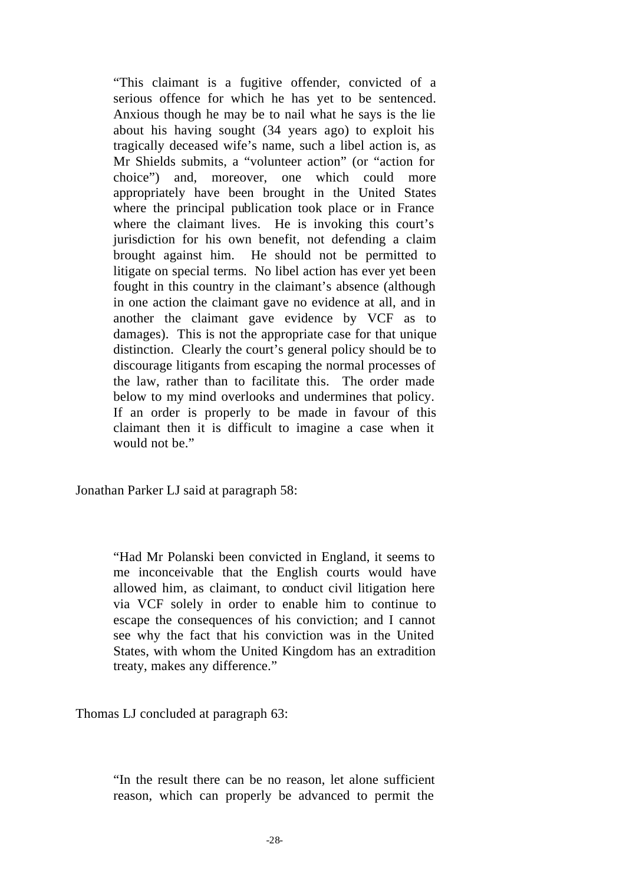> "This claimant is a fugitive offender, convicted of a serious offence for which he has yet to be sentenced. Anxious though he may be to nail what he says is the lie about his having sought (34 years ago) to exploit his tragically deceased wife's name, such a libel action is, as Mr Shields submits, a "volunteer action" (or "action for choice") and, moreover, one which could more appropriately have been brought in the United States where the principal publication took place or in France where the claimant lives. He is invoking this court's jurisdiction for his own benefit, not defending a claim brought against him. He should not be permitted to litigate on special terms. No libel action has ever yet been fought in this country in the claimant's absence (although in one action the claimant gave no evidence at all, and in another the claimant gave evidence by VCF as to damages). This is not the appropriate case for that unique distinction. Clearly the court's general policy should be to discourage litigants from escaping the normal processes of the law, rather than to facilitate this. The order made below to my mind overlooks and undermines that policy. If an order is properly to be made in favour of this claimant then it is difficult to imagine a case when it would not be."

Jonathan Parker LJ said at paragraph 58:

> "Had Mr Polanski been convicted in England, it seems to me inconceivable that the English courts would have allowed him, as claimant, to conduct civil litigation here via VCF solely in order to enable him to continue to escape the consequences of his conviction; and I cannot see why the fact that his conviction was in the United States, with whom the United Kingdom has an extradition treaty, makes any difference."

Thomas LJ concluded at paragraph 63:

> "In the result there can be no reason, let alone sufficient reason, which can properly be advanced to permit the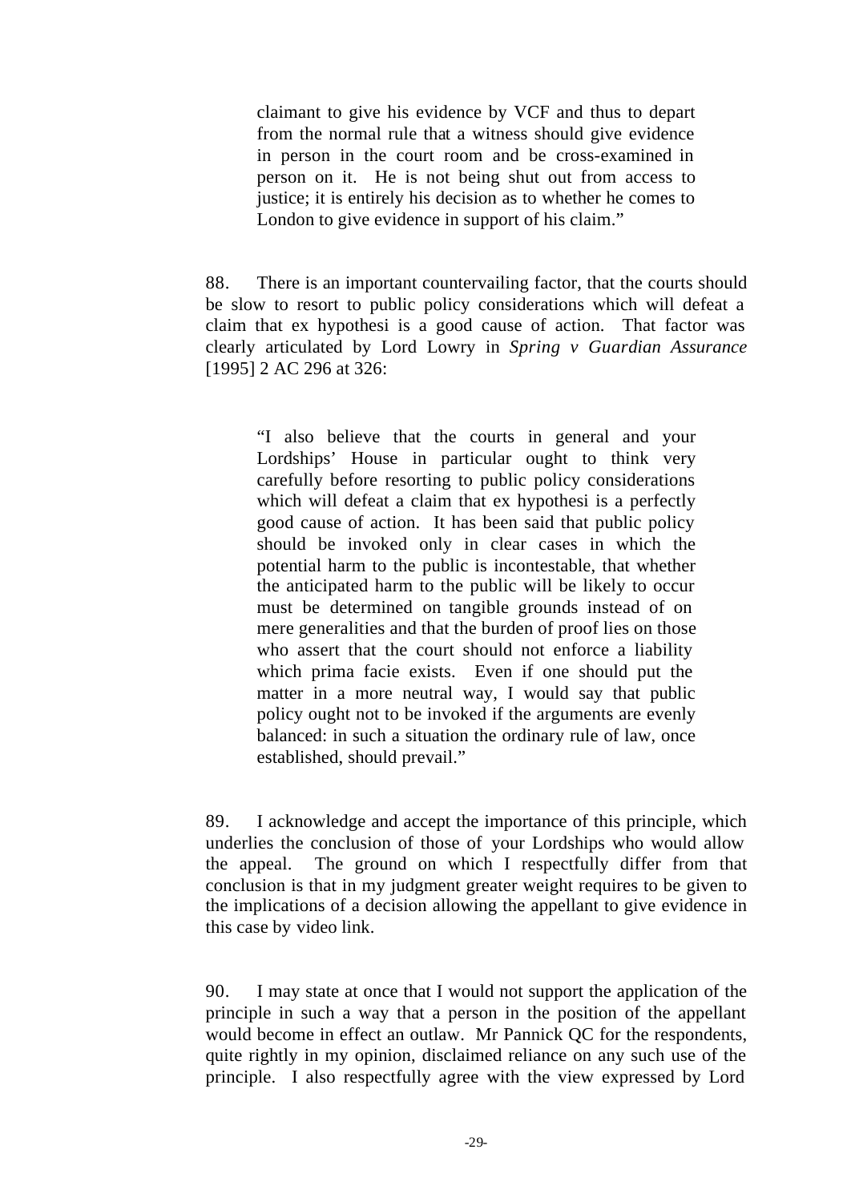> claimant to give his evidence by VCF and thus to depart from the normal rule that a witness should give evidence in person in the court room and be cross-examined in person on it. He is not being shut out from access to justice; it is entirely his decision as to whether he comes to London to give evidence in support of his claim."

88. There is an important countervailing factor, that the courts should be slow to resort to public policy considerations which will defeat a claim that ex hypothesi is a good cause of action. That factor was clearly articulated by Lord Lowry in *Spring v Guardian Assurance* [1995] 2 AC 296 at 326:

> "I also believe that the courts in general and your Lordships' House in particular ought to think very carefully before resorting to public policy considerations which will defeat a claim that ex hypothesi is a perfectly good cause of action. It has been said that public policy should be invoked only in clear cases in which the potential harm to the public is incontestable, that whether the anticipated harm to the public will be likely to occur must be determined on tangible grounds instead of on mere generalities and that the burden of proof lies on those who assert that the court should not enforce a liability which prima facie exists. Even if one should put the matter in a more neutral way, I would say that public policy ought not to be invoked if the arguments are evenly balanced: in such a situation the ordinary rule of law, once established, should prevail."

89. I acknowledge and accept the importance of this principle, which underlies the conclusion of those of your Lordships who would allow the appeal. The ground on which I respectfully differ from that conclusion is that in my judgment greater weight requires to be given to the implications of a decision allowing the appellant to give evidence in this case by video link.

90. I may state at once that I would not support the application of the principle in such a way that a person in the position of the appellant would become in effect an outlaw. Mr Pannick QC for the respondents, quite rightly in my opinion, disclaimed reliance on any such use of the principle. I also respectfully agree with the view expressed by Lord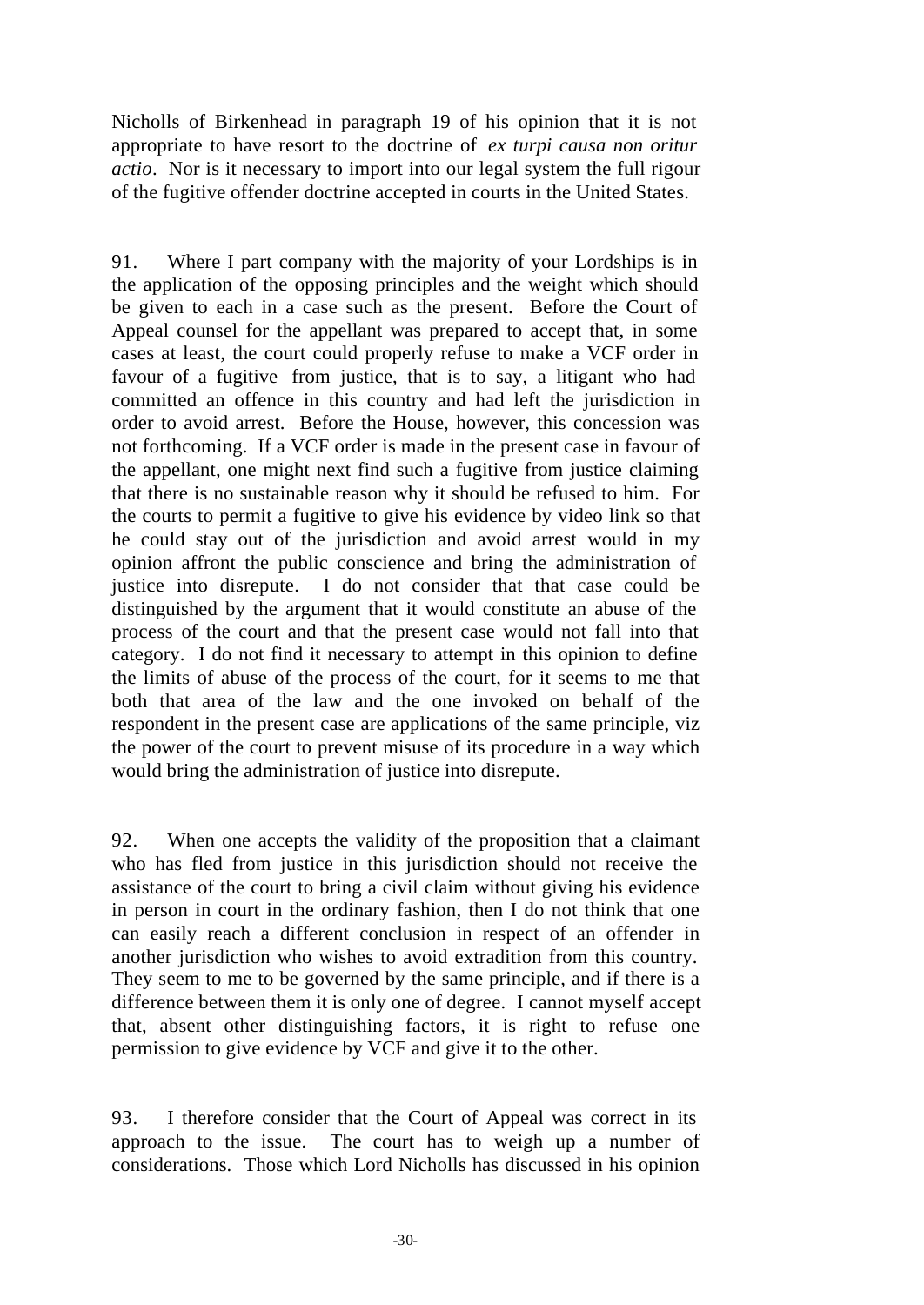Nicholls of Birkenhead in paragraph 19 of his opinion that it is not appropriate to have resort to the doctrine of *ex turpi causa non oritur actio*. Nor is it necessary to import into our legal system the full rigour of the fugitive offender doctrine accepted in courts in the United States.

91. Where I part company with the majority of your Lordships is in the application of the opposing principles and the weight which should be given to each in a case such as the present. Before the Court of Appeal counsel for the appellant was prepared to accept that, in some cases at least, the court could properly refuse to make a VCF order in favour of a fugitive from justice, that is to say, a litigant who had committed an offence in this country and had left the jurisdiction in order to avoid arrest. Before the House, however, this concession was not forthcoming. If a VCF order is made in the present case in favour of the appellant, one might next find such a fugitive from justice claiming that there is no sustainable reason why it should be refused to him. For the courts to permit a fugitive to give his evidence by video link so that he could stay out of the jurisdiction and avoid arrest would in my opinion affront the public conscience and bring the administration of justice into disrepute. I do not consider that that case could be distinguished by the argument that it would constitute an abuse of the process of the court and that the present case would not fall into that category. I do not find it necessary to attempt in this opinion to define the limits of abuse of the process of the court, for it seems to me that both that area of the law and the one invoked on behalf of the respondent in the present case are applications of the same principle, viz the power of the court to prevent misuse of its procedure in a way which would bring the administration of justice into disrepute.

92. When one accepts the validity of the proposition that a claimant who has fled from justice in this jurisdiction should not receive the assistance of the court to bring a civil claim without giving his evidence in person in court in the ordinary fashion, then I do not think that one can easily reach a different conclusion in respect of an offender in another jurisdiction who wishes to avoid extradition from this country. They seem to me to be governed by the same principle, and if there is a difference between them it is only one of degree. I cannot myself accept that, absent other distinguishing factors, it is right to refuse one permission to give evidence by VCF and give it to the other.

93. I therefore consider that the Court of Appeal was correct in its approach to the issue. The court has to weigh up a number of considerations. Those which Lord Nicholls has discussed in his opinion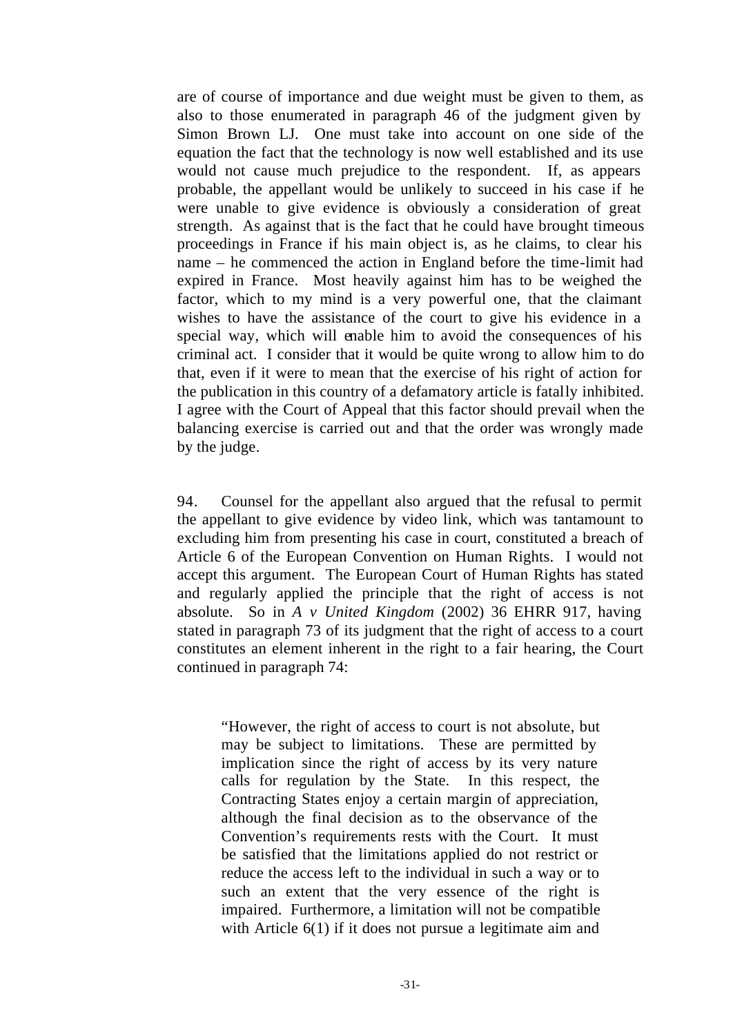are of course of importance and due weight must be given to them, as also to those enumerated in paragraph 46 of the judgment given by Simon Brown LJ. One must take into account on one side of the equation the fact that the technology is now well established and its use would not cause much prejudice to the respondent. If, as appears probable, the appellant would be unlikely to succeed in his case if he were unable to give evidence is obviously a consideration of great strength. As against that is the fact that he could have brought timeous proceedings in France if his main object is, as he claims, to clear his name – he commenced the action in England before the time-limit had expired in France. Most heavily against him has to be weighed the factor, which to my mind is a very powerful one, that the claimant wishes to have the assistance of the court to give his evidence in a special way, which will enable him to avoid the consequences of his criminal act. I consider that it would be quite wrong to allow him to do that, even if it were to mean that the exercise of his right of action for the publication in this country of a defamatory article is fatally inhibited. I agree with the Court of Appeal that this factor should prevail when the balancing exercise is carried out and that the order was wrongly made by the judge.

94. Counsel for the appellant also argued that the refusal to permit the appellant to give evidence by video link, which was tantamount to excluding him from presenting his case in court, constituted a breach of Article 6 of the European Convention on Human Rights. I would not accept this argument. The European Court of Human Rights has stated and regularly applied the principle that the right of access is not absolute. So in *A v United Kingdom* (2002) 36 EHRR 917, having stated in paragraph 73 of its judgment that the right of access to a court constitutes an element inherent in the right to a fair hearing, the Court continued in paragraph 74:

> "However, the right of access to court is not absolute, but may be subject to limitations. These are permitted by implication since the right of access by its very nature calls for regulation by the State. In this respect, the Contracting States enjoy a certain margin of appreciation, although the final decision as to the observance of the Convention's requirements rests with the Court. It must be satisfied that the limitations applied do not restrict or reduce the access left to the individual in such a way or to such an extent that the very essence of the right is impaired. Furthermore, a limitation will not be compatible with Article 6(1) if it does not pursue a legitimate aim and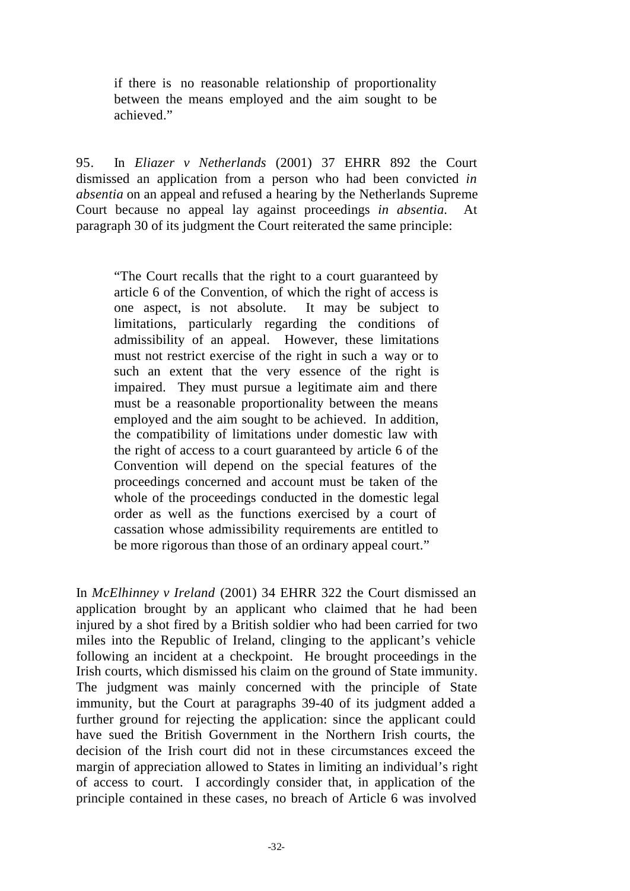> if there is no reasonable relationship of proportionality between the means employed and the aim sought to be achieved."

95. In *Eliazer v Netherlands* (2001) 37 EHRR 892 the Court dismissed an application from a person who had been convicted *in absentia* on an appeal and refused a hearing by the Netherlands Supreme Court because no appeal lay against proceedings *in absentia*. At paragraph 30 of its judgment the Court reiterated the same principle:

> "The Court recalls that the right to a court guaranteed by article 6 of the Convention, of which the right of access is one aspect, is not absolute. It may be subject to limitations, particularly regarding the conditions of admissibility of an appeal. However, these limitations must not restrict exercise of the right in such a way or to such an extent that the very essence of the right is impaired. They must pursue a legitimate aim and there must be a reasonable proportionality between the means employed and the aim sought to be achieved. In addition, the compatibility of limitations under domestic law with the right of access to a court guaranteed by article 6 of the Convention will depend on the special features of the proceedings concerned and account must be taken of the whole of the proceedings conducted in the domestic legal order as well as the functions exercised by a court of cassation whose admissibility requirements are entitled to be more rigorous than those of an ordinary appeal court."

In *McElhinney v Ireland* (2001) 34 EHRR 322 the Court dismissed an application brought by an applicant who claimed that he had been injured by a shot fired by a British soldier who had been carried for two miles into the Republic of Ireland, clinging to the applicant's vehicle following an incident at a checkpoint. He brought proceedings in the Irish courts, which dismissed his claim on the ground of State immunity. The judgment was mainly concerned with the principle of State immunity, but the Court at paragraphs 39-40 of its judgment added a further ground for rejecting the application: since the applicant could have sued the British Government in the Northern Irish courts, the decision of the Irish court did not in these circumstances exceed the margin of appreciation allowed to States in limiting an individual's right of access to court. I accordingly consider that, in application of the principle contained in these cases, no breach of Article 6 was involved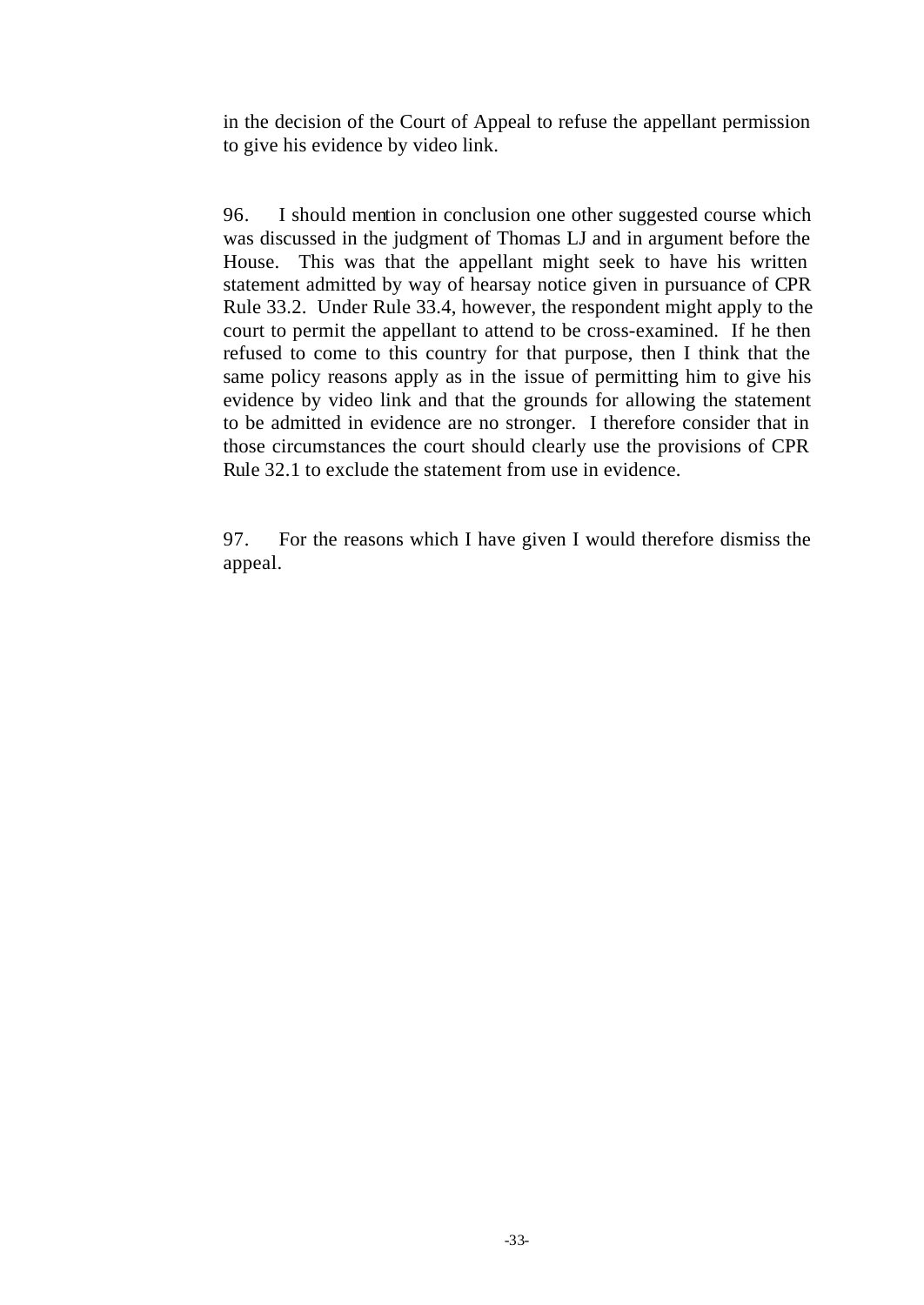in the decision of the Court of Appeal to refuse the appellant permission to give his evidence by video link.

96. I should mention in conclusion one other suggested course which was discussed in the judgment of Thomas LJ and in argument before the House. This was that the appellant might seek to have his written statement admitted by way of hearsay notice given in pursuance of CPR Rule 33.2. Under Rule 33.4, however, the respondent might apply to the court to permit the appellant to attend to be cross-examined. If he then refused to come to this country for that purpose, then I think that the same policy reasons apply as in the issue of permitting him to give his evidence by video link and that the grounds for allowing the statement to be admitted in evidence are no stronger. I therefore consider that in those circumstances the court should clearly use the provisions of CPR Rule 32.1 to exclude the statement from use in evidence.

97. For the reasons which I have given I would therefore dismiss the appeal.